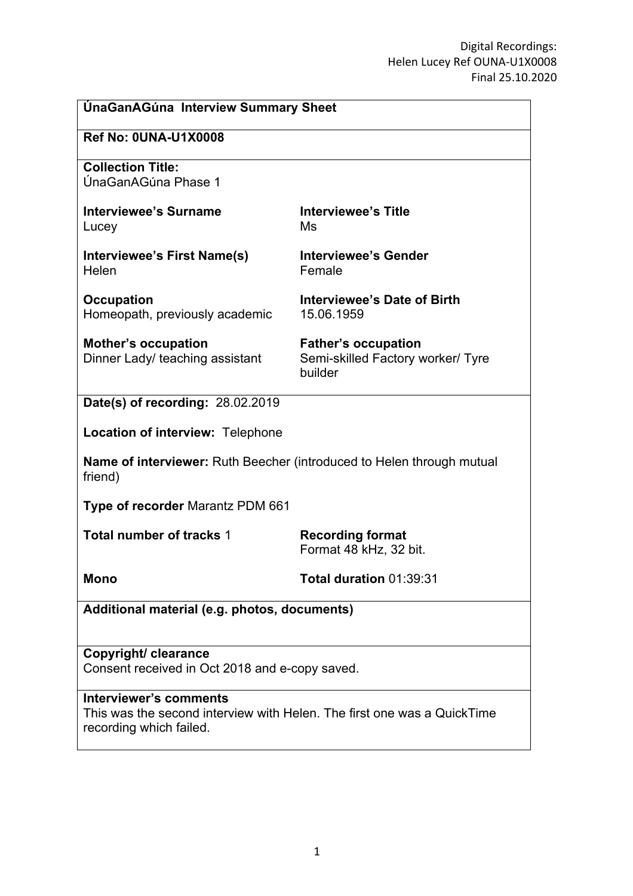Digital Recordings:
Helen Lucey Ref OUNA-U1X0008
Final 25.10.2020

**ÚnaGanAGúna Interview Summary Sheet**

**Ref No: 0UNA-U1X0008**

**Collection Title:**
ÚnaGanAGúna Phase 1

| | |
|---|---|
| **Interviewee's Surname**<br>Lucey | **Interviewee's Title**<br>Ms |
| **Interviewee's First Name(s)**<br>Helen | **Interviewee's Gender**<br>Female |
| **Occupation**<br>Homeopath, previously academic | **Interviewee's Date of Birth**<br>15.06.1959 |
| **Mother's occupation**<br>Dinner Lady/ teaching assistant | **Father's occupation**<br>Semi-skilled Factory worker/ Tyre builder |

**Date(s) of recording:** 28.02.2019

**Location of interview:** Telephone

**Name of interviewer:** Ruth Beecher (introduced to Helen through mutual friend)

**Type of recorder** Marantz PDM 661

| | |
|---|---|
| **Total number of tracks** 1 | **Recording format**<br>Format 48 kHz, 32 bit. |
| **Mono** | **Total duration** 01:39:31 |

**Additional material (e.g. photos, documents)**

**Copyright/ clearance**
Consent received in Oct 2018 and e-copy saved.

**Interviewer's comments**
This was the second interview with Helen. The first one was a QuickTime recording which failed.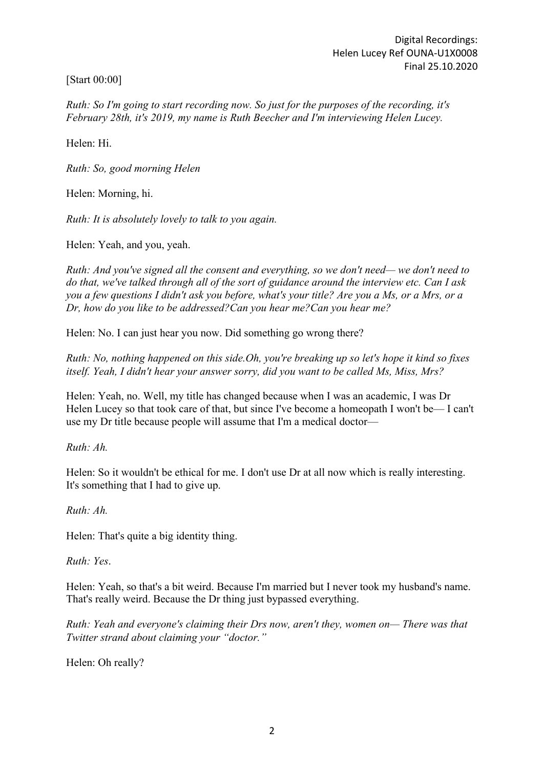[Start 00:00]

*Ruth: So I'm going to start recording now. So just for the purposes of the recording, it's February 28th, it's 2019, my name is Ruth Beecher and I'm interviewing Helen Lucey.*

Helen: Hi.

*Ruth: So, good morning Helen*

Helen: Morning, hi.

*Ruth: It is absolutely lovely to talk to you again.*

Helen: Yeah, and you, yeah.

*Ruth: And you've signed all the consent and everything, so we don't need— we don't need to do that, we've talked through all of the sort of guidance around the interview etc. Can I ask you a few questions I didn't ask you before, what's your title? Are you a Ms, or a Mrs, or a Dr, how do you like to be addressed?Can you hear me?Can you hear me?*

Helen: No. I can just hear you now. Did something go wrong there?

*Ruth: No, nothing happened on this side.Oh, you're breaking up so let's hope it kind so fixes itself. Yeah, I didn't hear your answer sorry, did you want to be called Ms, Miss, Mrs?*

Helen: Yeah, no. Well, my title has changed because when I was an academic, I was Dr Helen Lucey so that took care of that, but since I've become a homeopath I won't be— I can't use my Dr title because people will assume that I'm a medical doctor—

*Ruth: Ah.*

Helen: So it wouldn't be ethical for me. I don't use Dr at all now which is really interesting. It's something that I had to give up.

*Ruth: Ah.*

Helen: That's quite a big identity thing.

*Ruth: Yes*.

Helen: Yeah, so that's a bit weird. Because I'm married but I never took my husband's name. That's really weird. Because the Dr thing just bypassed everything.

*Ruth: Yeah and everyone's claiming their Drs now, aren't they, women on— There was that Twitter strand about claiming your "doctor."*

Helen: Oh really?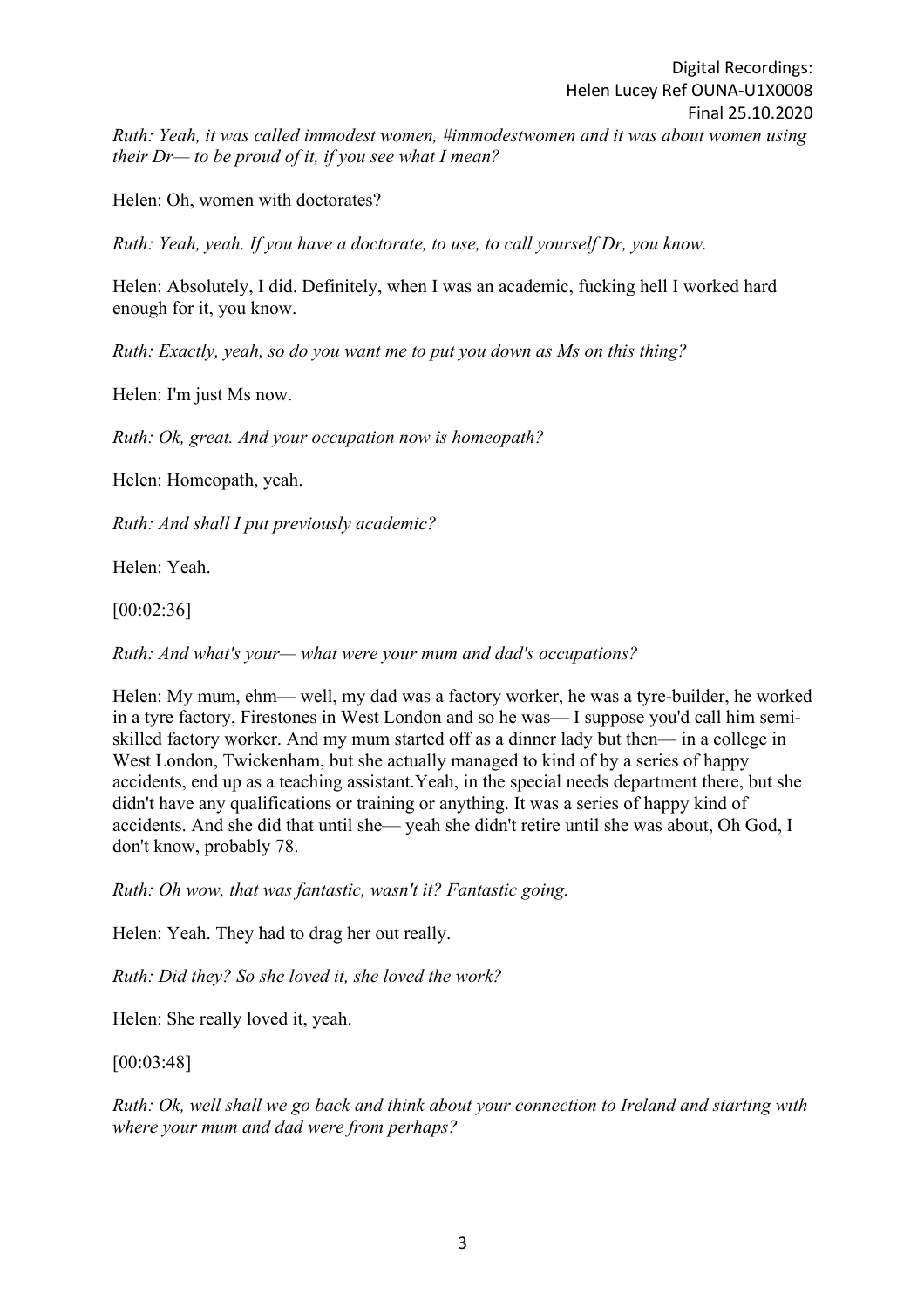*Ruth: Yeah, it was called immodest women, #immodestwomen and it was about women using their Dr— to be proud of it, if you see what I mean?*

Helen: Oh, women with doctorates?

*Ruth: Yeah, yeah. If you have a doctorate, to use, to call yourself Dr, you know.*

Helen: Absolutely, I did. Definitely, when I was an academic, fucking hell I worked hard enough for it, you know.

*Ruth: Exactly, yeah, so do you want me to put you down as Ms on this thing?*

Helen: I'm just Ms now.

*Ruth: Ok, great. And your occupation now is homeopath?*

Helen: Homeopath, yeah.

*Ruth: And shall I put previously academic?*

Helen: Yeah.

[00:02:36]

*Ruth: And what's your— what were your mum and dad's occupations?*

Helen: My mum, ehm— well, my dad was a factory worker, he was a tyre-builder, he worked in a tyre factory, Firestones in West London and so he was— I suppose you'd call him semi-skilled factory worker. And my mum started off as a dinner lady but then— in a college in West London, Twickenham, but she actually managed to kind of by a series of happy accidents, end up as a teaching assistant.Yeah, in the special needs department there, but she didn't have any qualifications or training or anything. It was a series of happy kind of accidents. And she did that until she— yeah she didn't retire until she was about, Oh God, I don't know, probably 78.

*Ruth: Oh wow, that was fantastic, wasn't it? Fantastic going.*

Helen: Yeah. They had to drag her out really.

*Ruth: Did they? So she loved it, she loved the work?*

Helen: She really loved it, yeah.

[00:03:48]

*Ruth: Ok, well shall we go back and think about your connection to Ireland and starting with where your mum and dad were from perhaps?*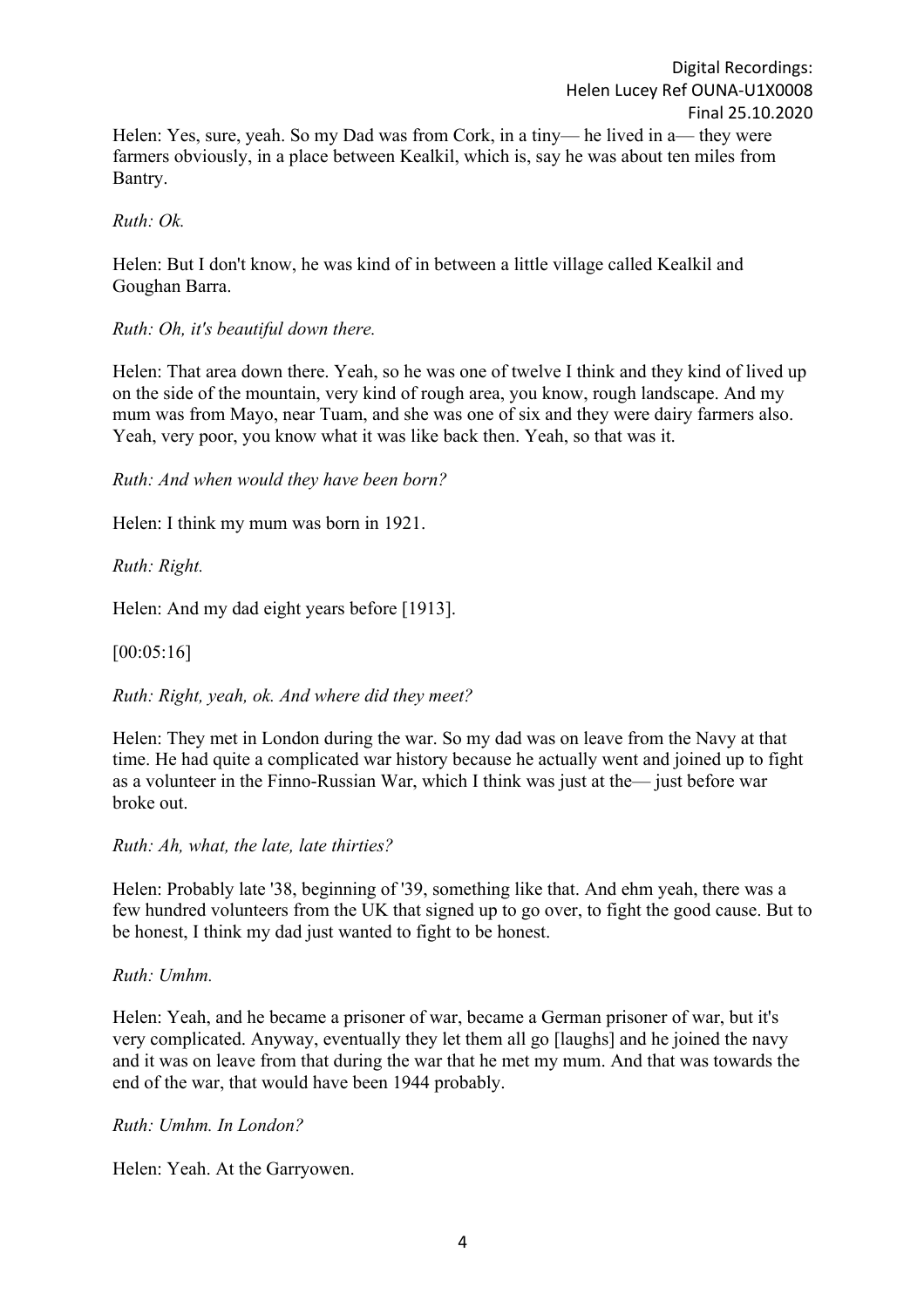Helen: Yes, sure, yeah. So my Dad was from Cork, in a tiny— he lived in a— they were farmers obviously, in a place between Kealkil, which is, say he was about ten miles from Bantry.

*Ruth: Ok.*

Helen: But I don't know, he was kind of in between a little village called Kealkil and Goughan Barra.

*Ruth: Oh, it's beautiful down there.*

Helen: That area down there. Yeah, so he was one of twelve I think and they kind of lived up on the side of the mountain, very kind of rough area, you know, rough landscape. And my mum was from Mayo, near Tuam, and she was one of six and they were dairy farmers also. Yeah, very poor, you know what it was like back then. Yeah, so that was it.

*Ruth: And when would they have been born?*

Helen: I think my mum was born in 1921.

*Ruth: Right.*

Helen: And my dad eight years before [1913].

[00:05:16]

*Ruth: Right, yeah, ok. And where did they meet?*

Helen: They met in London during the war. So my dad was on leave from the Navy at that time. He had quite a complicated war history because he actually went and joined up to fight as a volunteer in the Finno-Russian War, which I think was just at the— just before war broke out.

*Ruth: Ah, what, the late, late thirties?*

Helen: Probably late '38, beginning of '39, something like that. And ehm yeah, there was a few hundred volunteers from the UK that signed up to go over, to fight the good cause. But to be honest, I think my dad just wanted to fight to be honest.

*Ruth: Umhm.*

Helen: Yeah, and he became a prisoner of war, became a German prisoner of war, but it's very complicated. Anyway, eventually they let them all go [laughs] and he joined the navy and it was on leave from that during the war that he met my mum. And that was towards the end of the war, that would have been 1944 probably.

*Ruth: Umhm. In London?*

Helen: Yeah. At the Garryowen.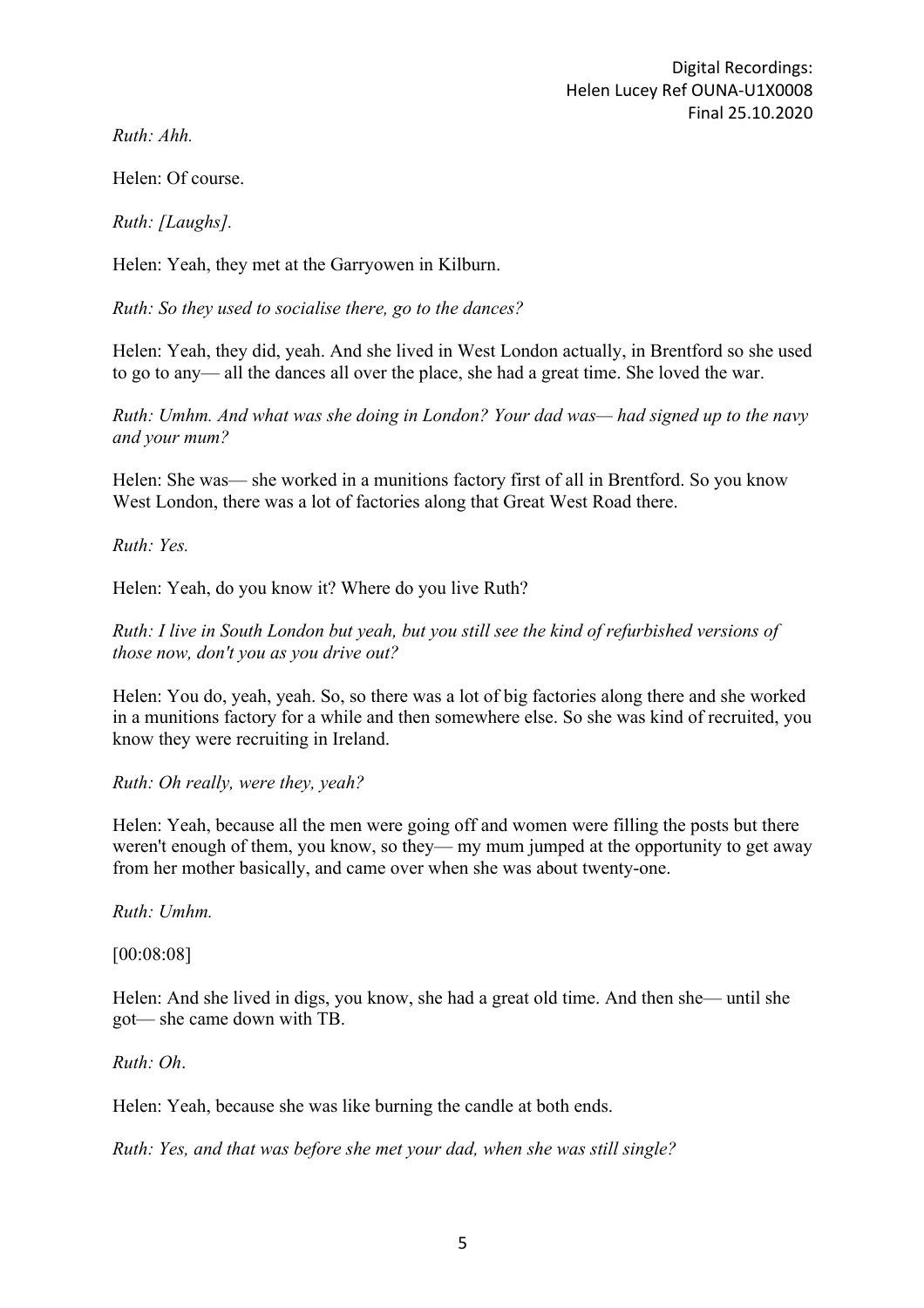*Ruth: Ahh.*

Helen: Of course.

*Ruth: [Laughs].*

Helen: Yeah, they met at the Garryowen in Kilburn.

*Ruth: So they used to socialise there, go to the dances?*

Helen: Yeah, they did, yeah. And she lived in West London actually, in Brentford so she used to go to any— all the dances all over the place, she had a great time. She loved the war.

*Ruth: Umhm. And what was she doing in London? Your dad was— had signed up to the navy and your mum?*

Helen: She was— she worked in a munitions factory first of all in Brentford. So you know West London, there was a lot of factories along that Great West Road there.

*Ruth: Yes.*

Helen: Yeah, do you know it? Where do you live Ruth?

*Ruth: I live in South London but yeah, but you still see the kind of refurbished versions of those now, don't you as you drive out?*

Helen: You do, yeah, yeah. So, so there was a lot of big factories along there and she worked in a munitions factory for a while and then somewhere else. So she was kind of recruited, you know they were recruiting in Ireland.

*Ruth: Oh really, were they, yeah?*

Helen: Yeah, because all the men were going off and women were filling the posts but there weren't enough of them, you know, so they— my mum jumped at the opportunity to get away from her mother basically, and came over when she was about twenty-one.

*Ruth: Umhm.*

[00:08:08]

Helen: And she lived in digs, you know, she had a great old time. And then she— until she got— she came down with TB.

*Ruth: Oh*.

Helen: Yeah, because she was like burning the candle at both ends.

*Ruth: Yes, and that was before she met your dad, when she was still single?*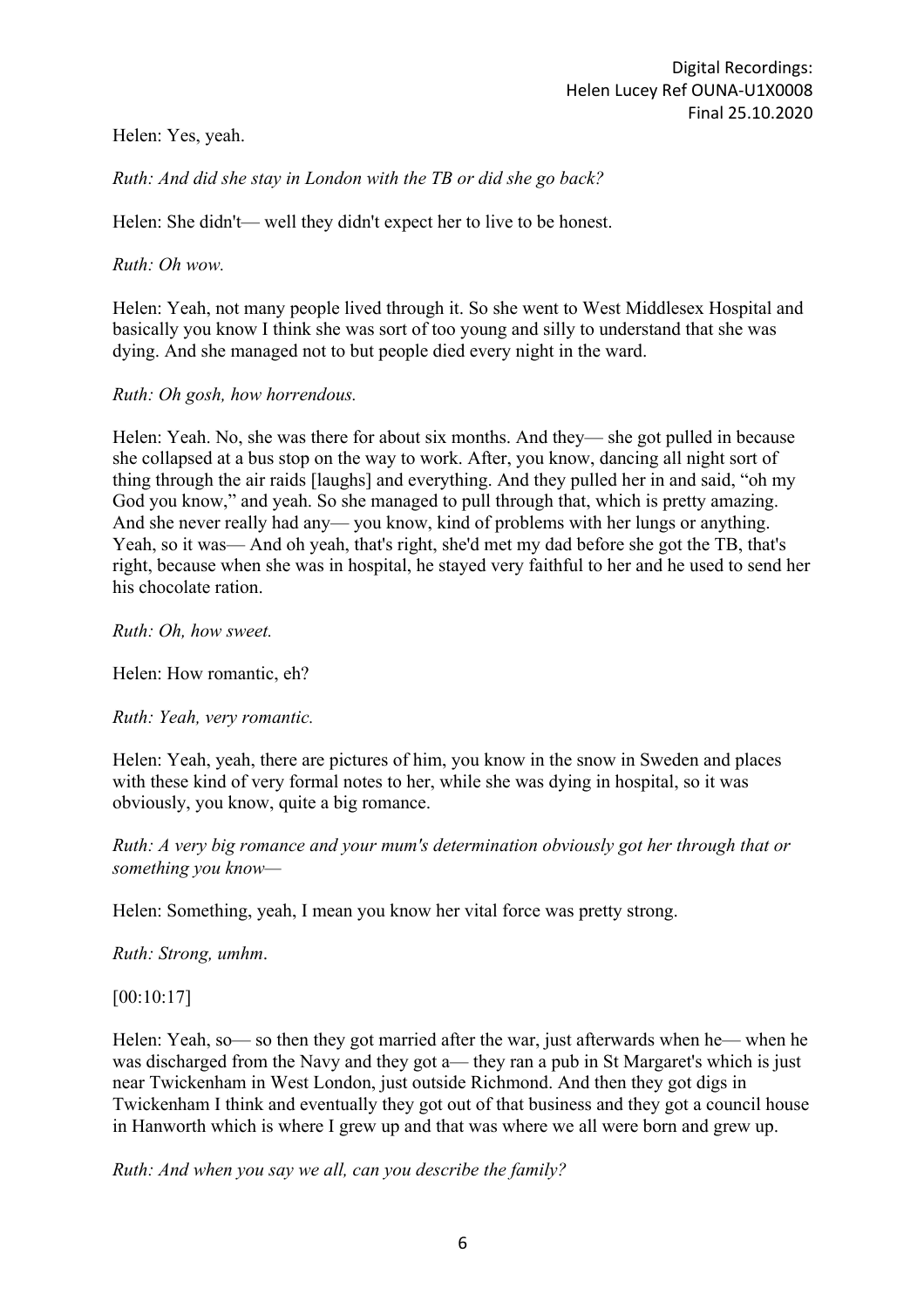Helen: Yes, yeah.

*Ruth: And did she stay in London with the TB or did she go back?*

Helen: She didn't— well they didn't expect her to live to be honest.

*Ruth: Oh wow.*

Helen: Yeah, not many people lived through it. So she went to West Middlesex Hospital and basically you know I think she was sort of too young and silly to understand that she was dying. And she managed not to but people died every night in the ward.

*Ruth: Oh gosh, how horrendous.*

Helen: Yeah. No, she was there for about six months. And they— she got pulled in because she collapsed at a bus stop on the way to work. After, you know, dancing all night sort of thing through the air raids [laughs] and everything. And they pulled her in and said, "oh my God you know," and yeah. So she managed to pull through that, which is pretty amazing. And she never really had any— you know, kind of problems with her lungs or anything. Yeah, so it was— And oh yeah, that's right, she'd met my dad before she got the TB, that's right, because when she was in hospital, he stayed very faithful to her and he used to send her his chocolate ration.

*Ruth: Oh, how sweet.*

Helen: How romantic, eh?

*Ruth: Yeah, very romantic.*

Helen: Yeah, yeah, there are pictures of him, you know in the snow in Sweden and places with these kind of very formal notes to her, while she was dying in hospital, so it was obviously, you know, quite a big romance.

*Ruth: A very big romance and your mum's determination obviously got her through that or something you know—*

Helen: Something, yeah, I mean you know her vital force was pretty strong.

*Ruth: Strong, umhm.*

[00:10:17]

Helen: Yeah, so— so then they got married after the war, just afterwards when he— when he was discharged from the Navy and they got a— they ran a pub in St Margaret's which is just near Twickenham in West London, just outside Richmond. And then they got digs in Twickenham I think and eventually they got out of that business and they got a council house in Hanworth which is where I grew up and that was where we all were born and grew up.

*Ruth: And when you say we all, can you describe the family?*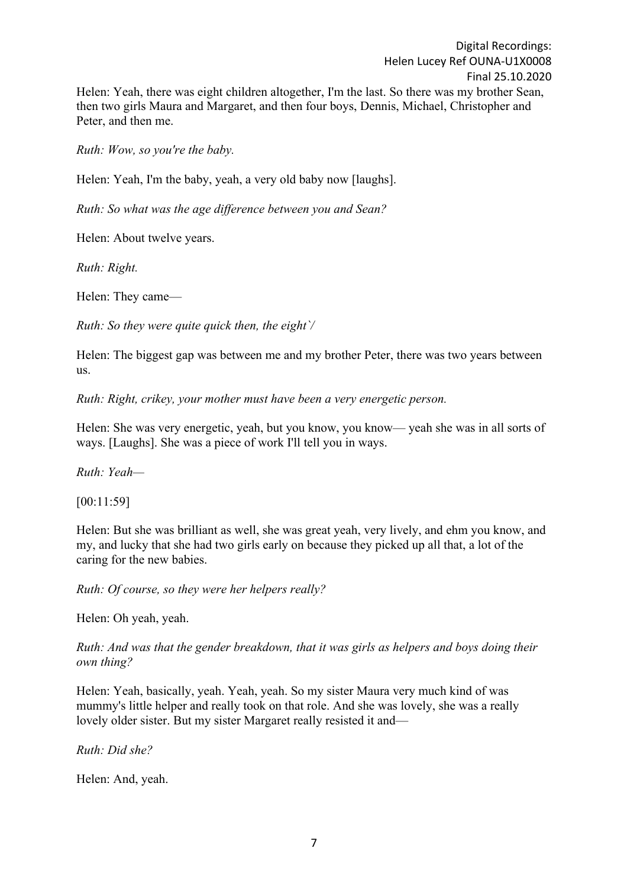Helen: Yeah, there was eight children altogether, I'm the last. So there was my brother Sean, then two girls Maura and Margaret, and then four boys, Dennis, Michael, Christopher and Peter, and then me.

*Ruth: Wow, so you're the baby.*

Helen: Yeah, I'm the baby, yeah, a very old baby now [laughs].

*Ruth: So what was the age difference between you and Sean?*

Helen: About twelve years.

*Ruth: Right.*

Helen: They came—

*Ruth: So they were quite quick then, the eight`/*

Helen: The biggest gap was between me and my brother Peter, there was two years between us.

*Ruth: Right, crikey, your mother must have been a very energetic person.*

Helen: She was very energetic, yeah, but you know, you know— yeah she was in all sorts of ways. [Laughs]. She was a piece of work I'll tell you in ways.

*Ruth: Yeah—*

[00:11:59]

Helen: But she was brilliant as well, she was great yeah, very lively, and ehm you know, and my, and lucky that she had two girls early on because they picked up all that, a lot of the caring for the new babies.

*Ruth: Of course, so they were her helpers really?*

Helen: Oh yeah, yeah.

*Ruth: And was that the gender breakdown, that it was girls as helpers and boys doing their own thing?*

Helen: Yeah, basically, yeah. Yeah, yeah. So my sister Maura very much kind of was mummy's little helper and really took on that role. And she was lovely, she was a really lovely older sister. But my sister Margaret really resisted it and—

*Ruth: Did she?*

Helen: And, yeah.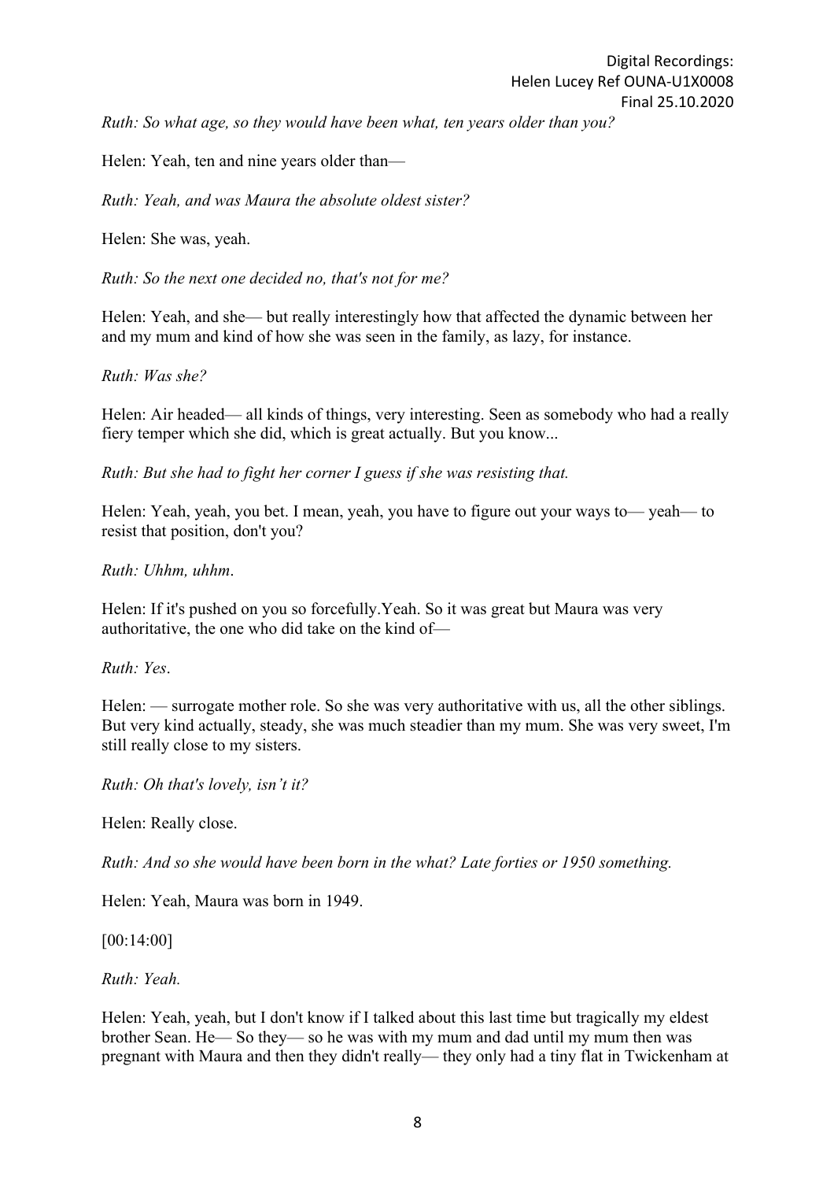*Ruth: So what age, so they would have been what, ten years older than you?*

Helen: Yeah, ten and nine years older than—

*Ruth: Yeah, and was Maura the absolute oldest sister?*

Helen: She was, yeah.

*Ruth: So the next one decided no, that's not for me?*

Helen: Yeah, and she— but really interestingly how that affected the dynamic between her and my mum and kind of how she was seen in the family, as lazy, for instance.

*Ruth: Was she?*

Helen: Air headed— all kinds of things, very interesting. Seen as somebody who had a really fiery temper which she did, which is great actually. But you know...

*Ruth: But she had to fight her corner I guess if she was resisting that.*

Helen: Yeah, yeah, you bet. I mean, yeah, you have to figure out your ways to— yeah— to resist that position, don't you?

*Ruth: Uhhm, uhhm.*

Helen: If it's pushed on you so forcefully.Yeah. So it was great but Maura was very authoritative, the one who did take on the kind of—

*Ruth: Yes.*

Helen: — surrogate mother role. So she was very authoritative with us, all the other siblings. But very kind actually, steady, she was much steadier than my mum. She was very sweet, I'm still really close to my sisters.

*Ruth: Oh that's lovely, isn't it?*

Helen: Really close.

*Ruth: And so she would have been born in the what? Late forties or 1950 something.*

Helen: Yeah, Maura was born in 1949.

[00:14:00]

*Ruth: Yeah.*

Helen: Yeah, yeah, but I don't know if I talked about this last time but tragically my eldest brother Sean. He— So they— so he was with my mum and dad until my mum then was pregnant with Maura and then they didn't really— they only had a tiny flat in Twickenham at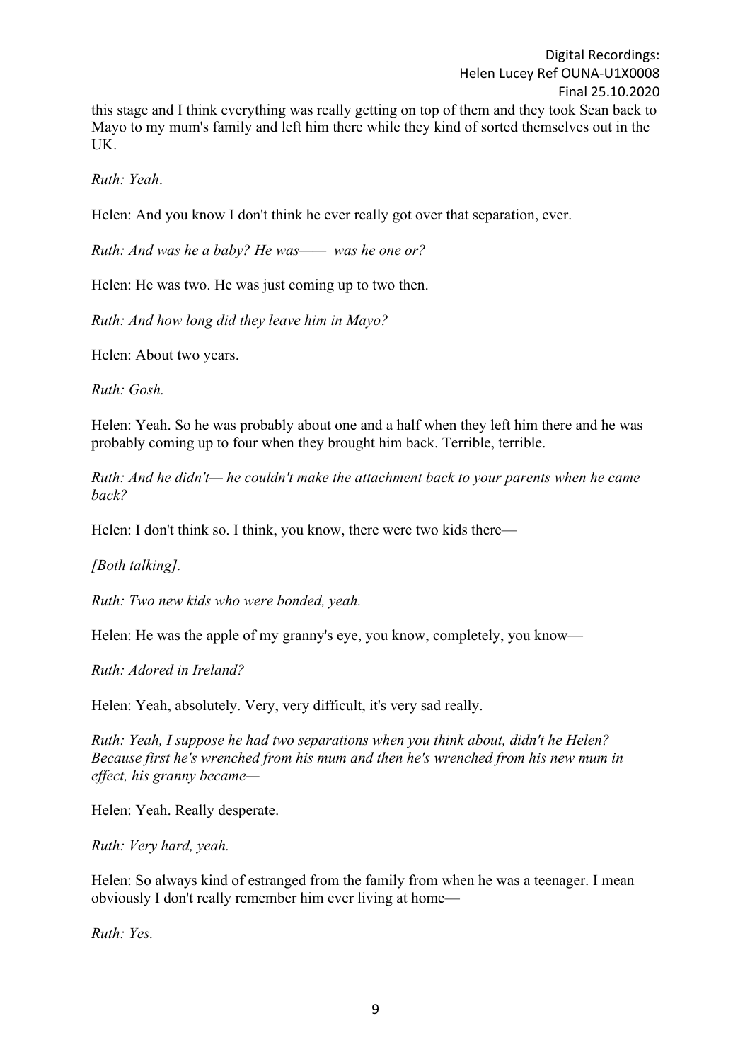this stage and I think everything was really getting on top of them and they took Sean back to Mayo to my mum's family and left him there while they kind of sorted themselves out in the UK.

*Ruth: Yeah*.

Helen: And you know I don't think he ever really got over that separation, ever.

*Ruth: And was he a baby? He was—— was he one or?*

Helen: He was two. He was just coming up to two then.

*Ruth: And how long did they leave him in Mayo?*

Helen: About two years.

*Ruth: Gosh.*

Helen: Yeah. So he was probably about one and a half when they left him there and he was probably coming up to four when they brought him back. Terrible, terrible.

*Ruth: And he didn't— he couldn't make the attachment back to your parents when he came back?*

Helen: I don't think so. I think, you know, there were two kids there—

*[Both talking].*

*Ruth: Two new kids who were bonded, yeah.*

Helen: He was the apple of my granny's eye, you know, completely, you know—

*Ruth: Adored in Ireland?*

Helen: Yeah, absolutely. Very, very difficult, it's very sad really.

*Ruth: Yeah, I suppose he had two separations when you think about, didn't he Helen? Because first he's wrenched from his mum and then he's wrenched from his new mum in effect, his granny became—*

Helen: Yeah. Really desperate.

*Ruth: Very hard, yeah.*

Helen: So always kind of estranged from the family from when he was a teenager. I mean obviously I don't really remember him ever living at home—

*Ruth: Yes.*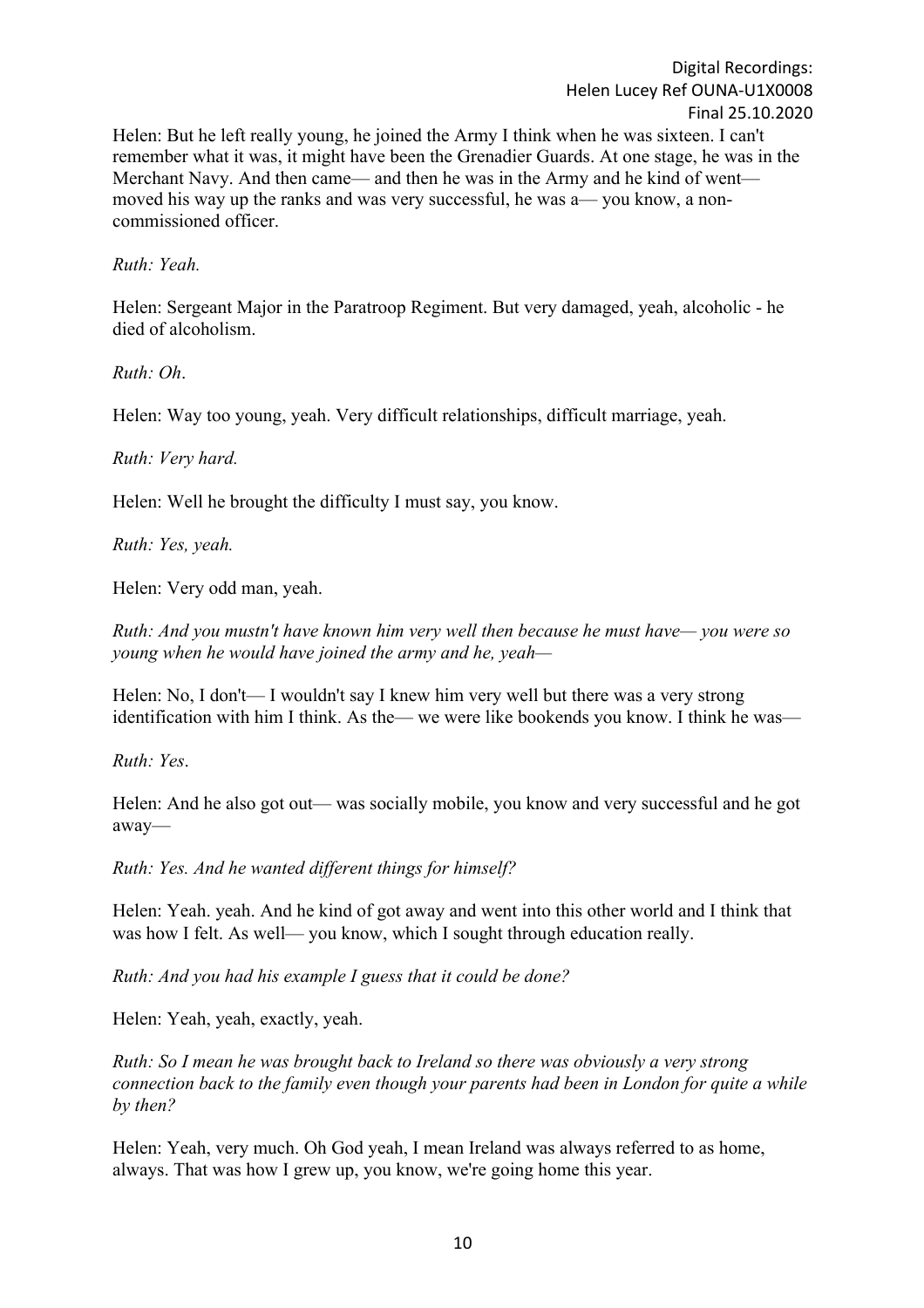Helen: But he left really young, he joined the Army I think when he was sixteen. I can't remember what it was, it might have been the Grenadier Guards. At one stage, he was in the Merchant Navy. And then came— and then he was in the Army and he kind of went— moved his way up the ranks and was very successful, he was a— you know, a non-commissioned officer.

*Ruth: Yeah.*

Helen: Sergeant Major in the Paratroop Regiment. But very damaged, yeah, alcoholic - he died of alcoholism.

*Ruth: Oh*.

Helen: Way too young, yeah. Very difficult relationships, difficult marriage, yeah.

*Ruth: Very hard.*

Helen: Well he brought the difficulty I must say, you know.

*Ruth: Yes, yeah.*

Helen: Very odd man, yeah.

*Ruth: And you mustn't have known him very well then because he must have— you were so young when he would have joined the army and he, yeah—*

Helen: No, I don't— I wouldn't say I knew him very well but there was a very strong identification with him I think. As the— we were like bookends you know. I think he was—

*Ruth: Yes*.

Helen: And he also got out— was socially mobile, you know and very successful and he got away—

*Ruth: Yes. And he wanted different things for himself?*

Helen: Yeah. yeah. And he kind of got away and went into this other world and I think that was how I felt. As well— you know, which I sought through education really.

*Ruth: And you had his example I guess that it could be done?*

Helen: Yeah, yeah, exactly, yeah.

*Ruth: So I mean he was brought back to Ireland so there was obviously a very strong connection back to the family even though your parents had been in London for quite a while by then?*

Helen: Yeah, very much. Oh God yeah, I mean Ireland was always referred to as home, always. That was how I grew up, you know, we're going home this year.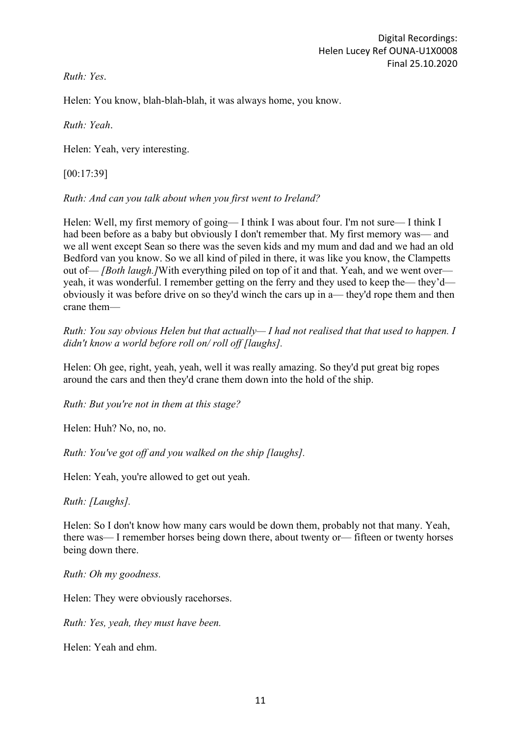*Ruth: Yes*.

Helen: You know, blah-blah-blah, it was always home, you know.

*Ruth: Yeah*.

Helen: Yeah, very interesting.

[00:17:39]

*Ruth: And can you talk about when you first went to Ireland?*

Helen: Well, my first memory of going— I think I was about four. I'm not sure— I think I had been before as a baby but obviously I don't remember that. My first memory was— and we all went except Sean so there was the seven kids and my mum and dad and we had an old Bedford van you know. So we all kind of piled in there, it was like you know, the Clampetts out of— *[Both laugh.]*With everything piled on top of it and that. Yeah, and we went over— yeah, it was wonderful. I remember getting on the ferry and they used to keep the— they'd— obviously it was before drive on so they'd winch the cars up in a— they'd rope them and then crane them—

*Ruth: You say obvious Helen but that actually— I had not realised that that used to happen. I didn't know a world before roll on/ roll off [laughs].*

Helen: Oh gee, right, yeah, yeah, well it was really amazing. So they'd put great big ropes around the cars and then they'd crane them down into the hold of the ship.

*Ruth: But you're not in them at this stage?*

Helen: Huh? No, no, no.

*Ruth: You've got off and you walked on the ship [laughs].*

Helen: Yeah, you're allowed to get out yeah.

*Ruth: [Laughs].*

Helen: So I don't know how many cars would be down them, probably not that many. Yeah, there was— I remember horses being down there, about twenty or— fifteen or twenty horses being down there.

*Ruth: Oh my goodness.*

Helen: They were obviously racehorses.

*Ruth: Yes, yeah, they must have been.*

Helen: Yeah and ehm.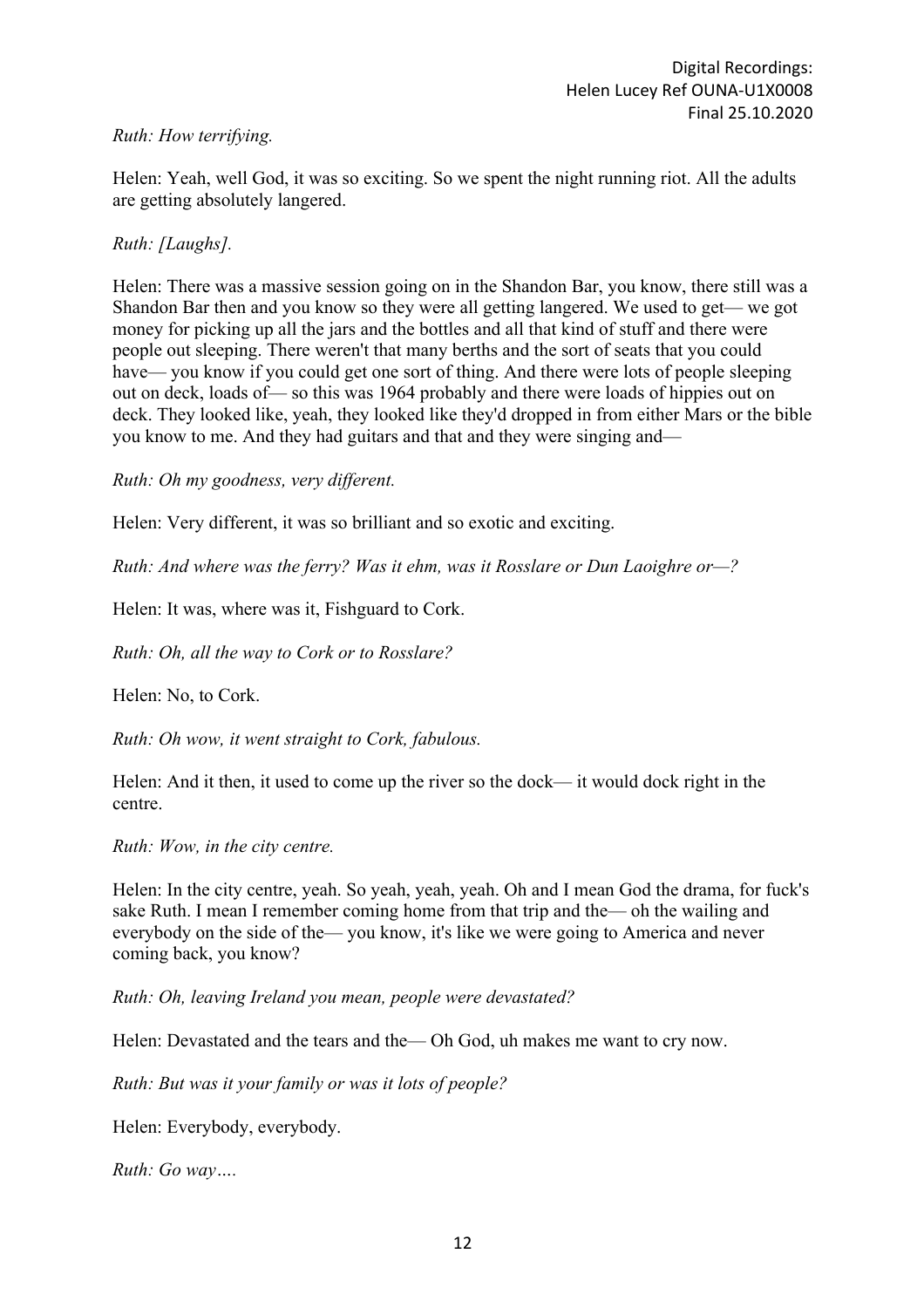*Ruth: How terrifying.*

Helen: Yeah, well God, it was so exciting. So we spent the night running riot. All the adults are getting absolutely langered.

*Ruth: [Laughs].*

Helen: There was a massive session going on in the Shandon Bar, you know, there still was a Shandon Bar then and you know so they were all getting langered. We used to get— we got money for picking up all the jars and the bottles and all that kind of stuff and there were people out sleeping. There weren't that many berths and the sort of seats that you could have— you know if you could get one sort of thing. And there were lots of people sleeping out on deck, loads of— so this was 1964 probably and there were loads of hippies out on deck. They looked like, yeah, they looked like they'd dropped in from either Mars or the bible you know to me. And they had guitars and that and they were singing and—

*Ruth: Oh my goodness, very different.*

Helen: Very different, it was so brilliant and so exotic and exciting.

*Ruth: And where was the ferry? Was it ehm, was it Rosslare or Dun Laoighre or—?*

Helen: It was, where was it, Fishguard to Cork.

*Ruth: Oh, all the way to Cork or to Rosslare?*

Helen: No, to Cork.

*Ruth: Oh wow, it went straight to Cork, fabulous.*

Helen: And it then, it used to come up the river so the dock— it would dock right in the centre.

*Ruth: Wow, in the city centre.*

Helen: In the city centre, yeah. So yeah, yeah, yeah. Oh and I mean God the drama, for fuck's sake Ruth. I mean I remember coming home from that trip and the— oh the wailing and everybody on the side of the— you know, it's like we were going to America and never coming back, you know?

*Ruth: Oh, leaving Ireland you mean, people were devastated?*

Helen: Devastated and the tears and the— Oh God, uh makes me want to cry now.

*Ruth: But was it your family or was it lots of people?*

Helen: Everybody, everybody.

*Ruth: Go way….*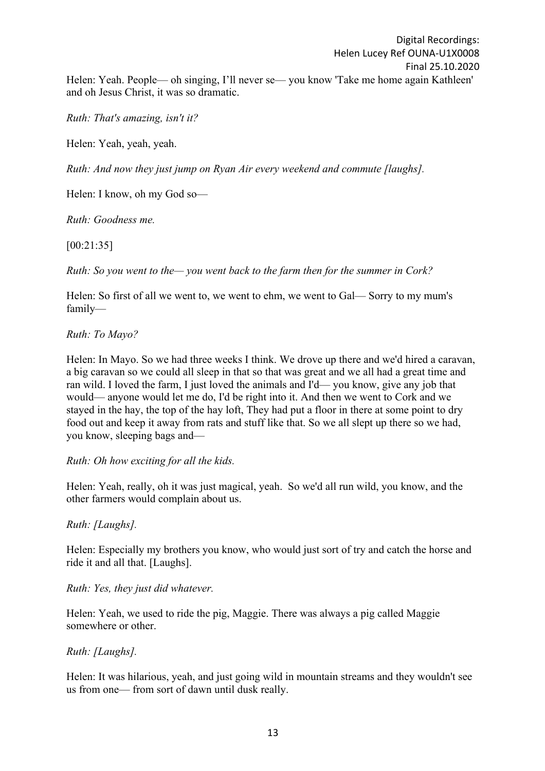Helen: Yeah. People— oh singing, I'll never se— you know 'Take me home again Kathleen' and oh Jesus Christ, it was so dramatic.

*Ruth: That's amazing, isn't it?*

Helen: Yeah, yeah, yeah.

*Ruth: And now they just jump on Ryan Air every weekend and commute [laughs].*

Helen: I know, oh my God so—

*Ruth: Goodness me.*

[00:21:35]

*Ruth: So you went to the— you went back to the farm then for the summer in Cork?*

Helen: So first of all we went to, we went to ehm, we went to Gal— Sorry to my mum's family—

*Ruth: To Mayo?*

Helen: In Mayo. So we had three weeks I think. We drove up there and we'd hired a caravan, a big caravan so we could all sleep in that so that was great and we all had a great time and ran wild. I loved the farm, I just loved the animals and I'd— you know, give any job that would— anyone would let me do, I'd be right into it. And then we went to Cork and we stayed in the hay, the top of the hay loft, They had put a floor in there at some point to dry food out and keep it away from rats and stuff like that. So we all slept up there so we had, you know, sleeping bags and—

*Ruth: Oh how exciting for all the kids.*

Helen: Yeah, really, oh it was just magical, yeah. So we'd all run wild, you know, and the other farmers would complain about us.

*Ruth: [Laughs].*

Helen: Especially my brothers you know, who would just sort of try and catch the horse and ride it and all that. [Laughs].

*Ruth: Yes, they just did whatever.*

Helen: Yeah, we used to ride the pig, Maggie. There was always a pig called Maggie somewhere or other.

*Ruth: [Laughs].*

Helen: It was hilarious, yeah, and just going wild in mountain streams and they wouldn't see us from one— from sort of dawn until dusk really.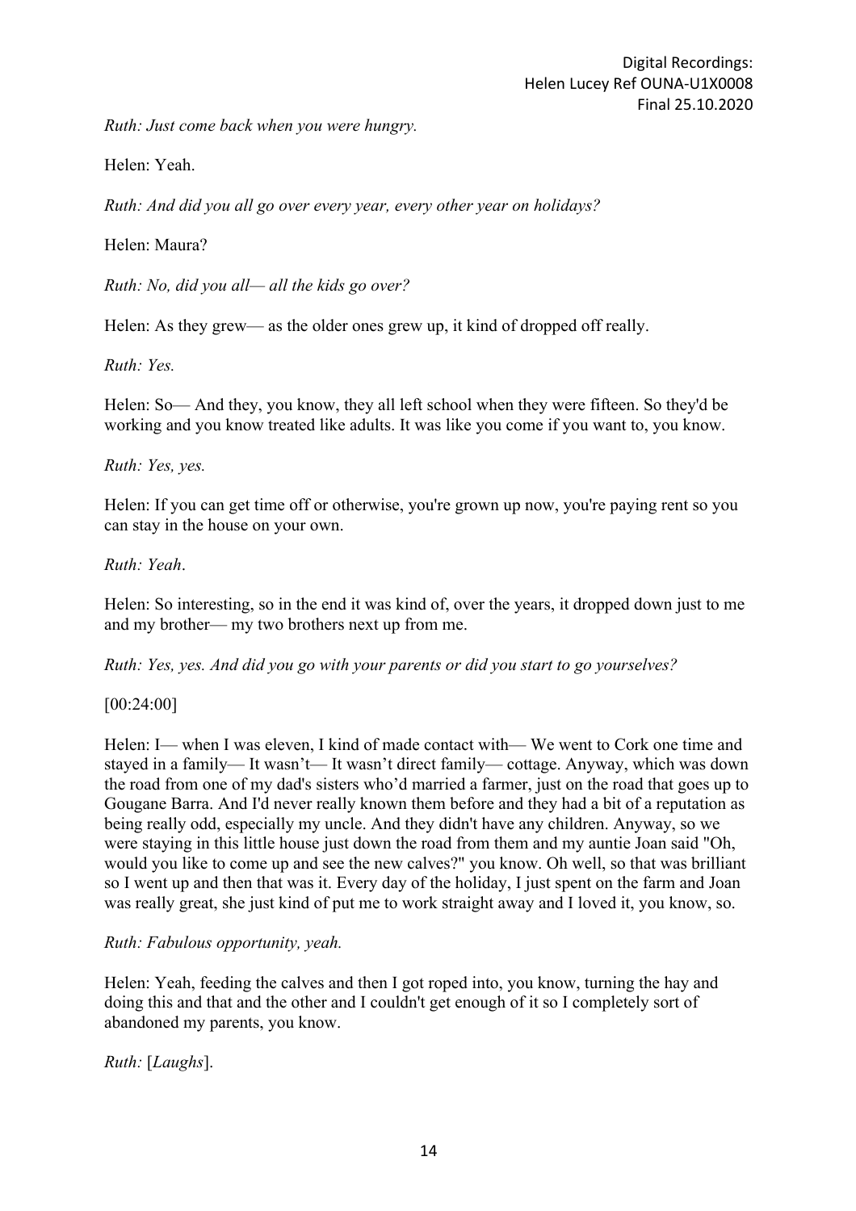*Ruth: Just come back when you were hungry.*

Helen: Yeah.

*Ruth: And did you all go over every year, every other year on holidays?*

Helen: Maura?

*Ruth: No, did you all— all the kids go over?*

Helen: As they grew— as the older ones grew up, it kind of dropped off really.

*Ruth: Yes.*

Helen: So— And they, you know, they all left school when they were fifteen. So they'd be working and you know treated like adults. It was like you come if you want to, you know.

*Ruth: Yes, yes.*

Helen: If you can get time off or otherwise, you're grown up now, you're paying rent so you can stay in the house on your own.

*Ruth: Yeah*.

Helen: So interesting, so in the end it was kind of, over the years, it dropped down just to me and my brother— my two brothers next up from me.

*Ruth: Yes, yes. And did you go with your parents or did you start to go yourselves?*

[00:24:00]

Helen: I— when I was eleven, I kind of made contact with— We went to Cork one time and stayed in a family— It wasn't— It wasn't direct family— cottage. Anyway, which was down the road from one of my dad's sisters who'd married a farmer, just on the road that goes up to Gougane Barra. And I'd never really known them before and they had a bit of a reputation as being really odd, especially my uncle. And they didn't have any children. Anyway, so we were staying in this little house just down the road from them and my auntie Joan said "Oh, would you like to come up and see the new calves?" you know. Oh well, so that was brilliant so I went up and then that was it. Every day of the holiday, I just spent on the farm and Joan was really great, she just kind of put me to work straight away and I loved it, you know, so.

*Ruth: Fabulous opportunity, yeah.*

Helen: Yeah, feeding the calves and then I got roped into, you know, turning the hay and doing this and that and the other and I couldn't get enough of it so I completely sort of abandoned my parents, you know.

*Ruth:* [*Laughs*].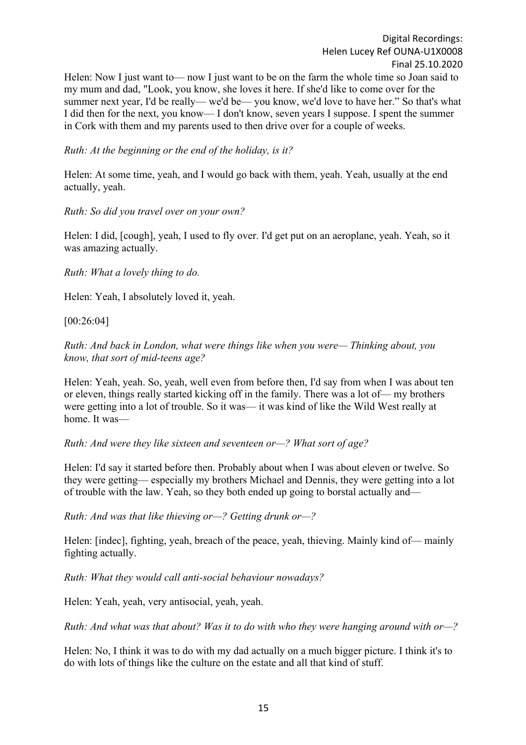Helen: Now I just want to— now I just want to be on the farm the whole time so Joan said to my mum and dad, "Look, you know, she loves it here. If she'd like to come over for the summer next year, I'd be really— we'd be— you know, we'd love to have her." So that's what I did then for the next, you know— I don't know, seven years I suppose. I spent the summer in Cork with them and my parents used to then drive over for a couple of weeks.

*Ruth: At the beginning or the end of the holiday, is it?*

Helen: At some time, yeah, and I would go back with them, yeah. Yeah, usually at the end actually, yeah.

*Ruth: So did you travel over on your own?*

Helen: I did, [cough], yeah, I used to fly over. I'd get put on an aeroplane, yeah. Yeah, so it was amazing actually.

*Ruth: What a lovely thing to do.*

Helen: Yeah, I absolutely loved it, yeah.

[00:26:04]

*Ruth: And back in London, what were things like when you were— Thinking about, you know, that sort of mid-teens age?*

Helen: Yeah, yeah. So, yeah, well even from before then, I'd say from when I was about ten or eleven, things really started kicking off in the family. There was a lot of— my brothers were getting into a lot of trouble. So it was— it was kind of like the Wild West really at home. It was—

*Ruth: And were they like sixteen and seventeen or—? What sort of age?*

Helen: I'd say it started before then. Probably about when I was about eleven or twelve. So they were getting— especially my brothers Michael and Dennis, they were getting into a lot of trouble with the law. Yeah, so they both ended up going to borstal actually and—

*Ruth: And was that like thieving or—? Getting drunk or—?*

Helen: [indec], fighting, yeah, breach of the peace, yeah, thieving. Mainly kind of— mainly fighting actually.

*Ruth: What they would call anti-social behaviour nowadays?*

Helen: Yeah, yeah, very antisocial, yeah, yeah.

*Ruth: And what was that about? Was it to do with who they were hanging around with or—?*

Helen: No, I think it was to do with my dad actually on a much bigger picture. I think it's to do with lots of things like the culture on the estate and all that kind of stuff.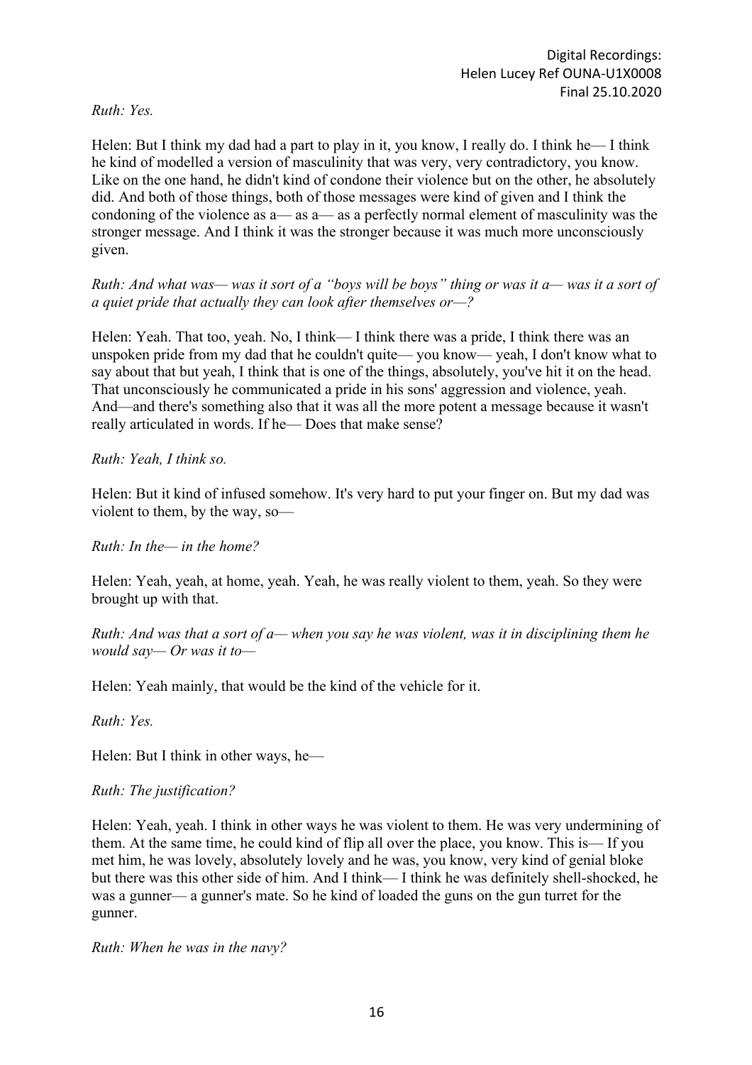*Ruth: Yes.*

Helen: But I think my dad had a part to play in it, you know, I really do. I think he— I think he kind of modelled a version of masculinity that was very, very contradictory, you know. Like on the one hand, he didn't kind of condone their violence but on the other, he absolutely did. And both of those things, both of those messages were kind of given and I think the condoning of the violence as a— as a— as a perfectly normal element of masculinity was the stronger message. And I think it was the stronger because it was much more unconsciously given.

*Ruth: And what was— was it sort of a "boys will be boys" thing or was it a— was it a sort of a quiet pride that actually they can look after themselves or—?*

Helen: Yeah. That too, yeah. No, I think— I think there was a pride, I think there was an unspoken pride from my dad that he couldn't quite— you know— yeah, I don't know what to say about that but yeah, I think that is one of the things, absolutely, you've hit it on the head. That unconsciously he communicated a pride in his sons' aggression and violence, yeah. And—and there's something also that it was all the more potent a message because it wasn't really articulated in words. If he— Does that make sense?

*Ruth: Yeah, I think so.*

Helen: But it kind of infused somehow. It's very hard to put your finger on. But my dad was violent to them, by the way, so—

*Ruth: In the— in the home?*

Helen: Yeah, yeah, at home, yeah. Yeah, he was really violent to them, yeah. So they were brought up with that.

*Ruth: And was that a sort of a— when you say he was violent, was it in disciplining them he would say— Or was it to—*

Helen: Yeah mainly, that would be the kind of the vehicle for it.

*Ruth: Yes.*

Helen: But I think in other ways, he—

*Ruth: The justification?*

Helen: Yeah, yeah. I think in other ways he was violent to them. He was very undermining of them. At the same time, he could kind of flip all over the place, you know. This is— If you met him, he was lovely, absolutely lovely and he was, you know, very kind of genial bloke but there was this other side of him. And I think— I think he was definitely shell-shocked, he was a gunner— a gunner's mate. So he kind of loaded the guns on the gun turret for the gunner.

*Ruth: When he was in the navy?*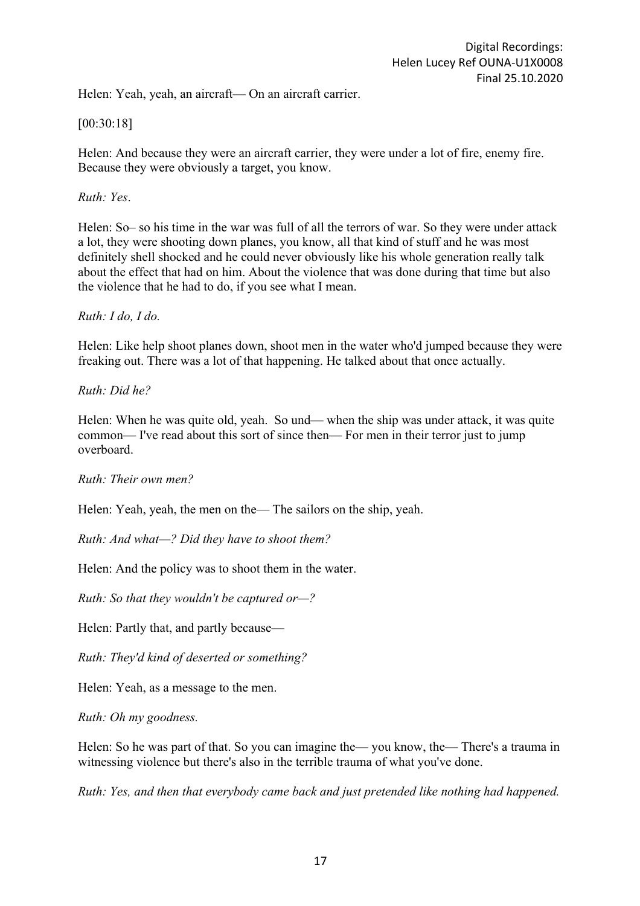Helen: Yeah, yeah, an aircraft— On an aircraft carrier.

[00:30:18]

Helen: And because they were an aircraft carrier, they were under a lot of fire, enemy fire. Because they were obviously a target, you know.

*Ruth: Yes*.

Helen: So– so his time in the war was full of all the terrors of war. So they were under attack a lot, they were shooting down planes, you know, all that kind of stuff and he was most definitely shell shocked and he could never obviously like his whole generation really talk about the effect that had on him. About the violence that was done during that time but also the violence that he had to do, if you see what I mean.

*Ruth: I do, I do.*

Helen: Like help shoot planes down, shoot men in the water who'd jumped because they were freaking out. There was a lot of that happening. He talked about that once actually.

*Ruth: Did he?*

Helen: When he was quite old, yeah.  So und— when the ship was under attack, it was quite common— I've read about this sort of since then— For men in their terror just to jump overboard.

*Ruth: Their own men?*

Helen: Yeah, yeah, the men on the— The sailors on the ship, yeah.

*Ruth: And what—? Did they have to shoot them?*

Helen: And the policy was to shoot them in the water.

*Ruth: So that they wouldn't be captured or—?*

Helen: Partly that, and partly because—

*Ruth: They'd kind of deserted or something?*

Helen: Yeah, as a message to the men.

*Ruth: Oh my goodness.*

Helen: So he was part of that. So you can imagine the— you know, the— There's a trauma in witnessing violence but there's also in the terrible trauma of what you've done.

*Ruth: Yes, and then that everybody came back and just pretended like nothing had happened.*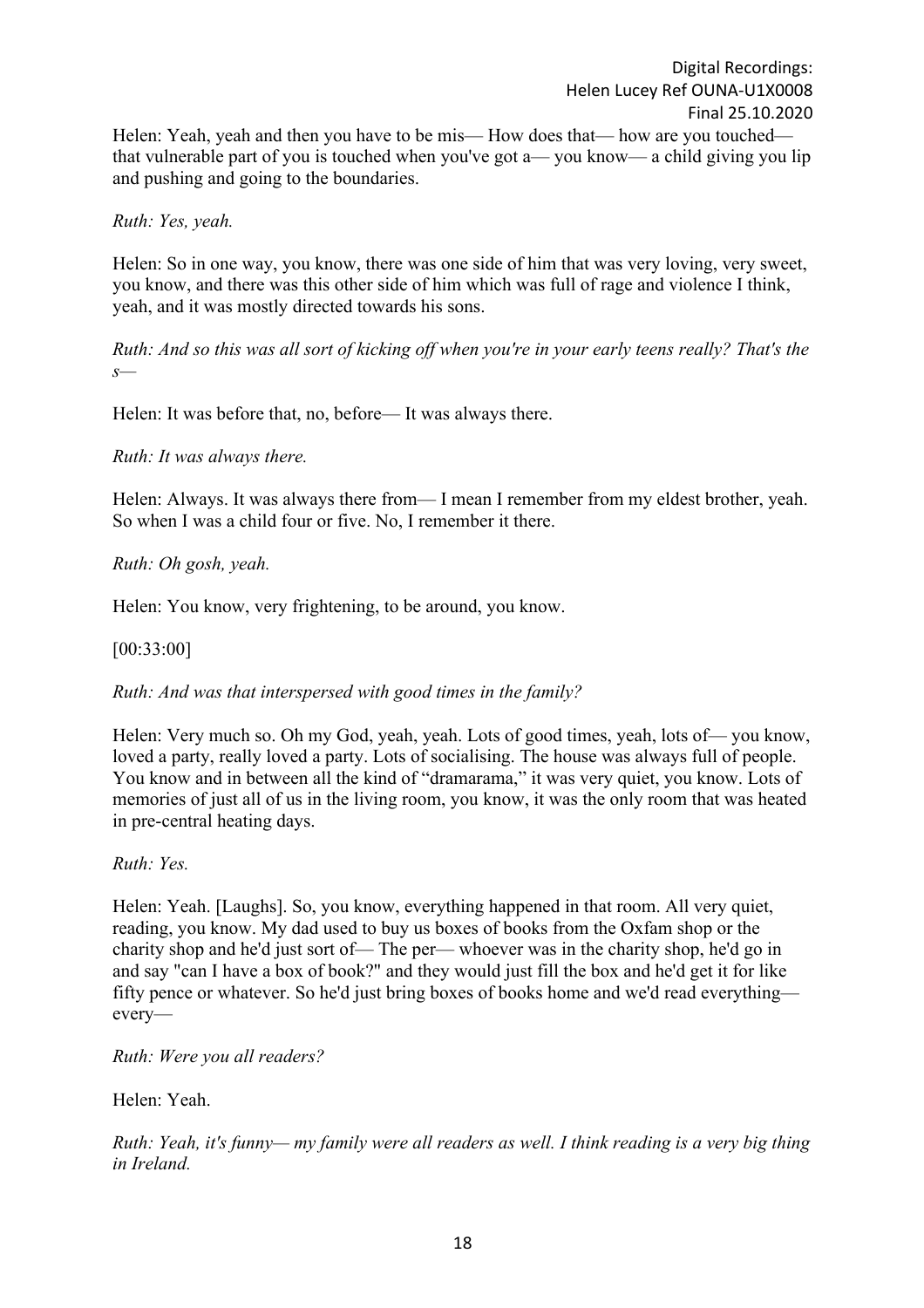Helen: Yeah, yeah and then you have to be mis— How does that— how are you touched— that vulnerable part of you is touched when you've got a— you know— a child giving you lip and pushing and going to the boundaries.

*Ruth: Yes, yeah.*

Helen: So in one way, you know, there was one side of him that was very loving, very sweet, you know, and there was this other side of him which was full of rage and violence I think, yeah, and it was mostly directed towards his sons.

*Ruth: And so this was all sort of kicking off when you're in your early teens really? That's the s—*

Helen: It was before that, no, before— It was always there.

*Ruth: It was always there.*

Helen: Always. It was always there from— I mean I remember from my eldest brother, yeah. So when I was a child four or five. No, I remember it there.

*Ruth: Oh gosh, yeah.*

Helen: You know, very frightening, to be around, you know.

[00:33:00]

*Ruth: And was that interspersed with good times in the family?*

Helen: Very much so. Oh my God, yeah, yeah. Lots of good times, yeah, lots of— you know, loved a party, really loved a party. Lots of socialising. The house was always full of people. You know and in between all the kind of "dramarama," it was very quiet, you know. Lots of memories of just all of us in the living room, you know, it was the only room that was heated in pre-central heating days.

*Ruth: Yes.*

Helen: Yeah. [Laughs]. So, you know, everything happened in that room. All very quiet, reading, you know. My dad used to buy us boxes of books from the Oxfam shop or the charity shop and he'd just sort of— The per— whoever was in the charity shop, he'd go in and say "can I have a box of book?" and they would just fill the box and he'd get it for like fifty pence or whatever. So he'd just bring boxes of books home and we'd read everything— every—

*Ruth: Were you all readers?*

Helen: Yeah.

*Ruth: Yeah, it's funny— my family were all readers as well. I think reading is a very big thing in Ireland.*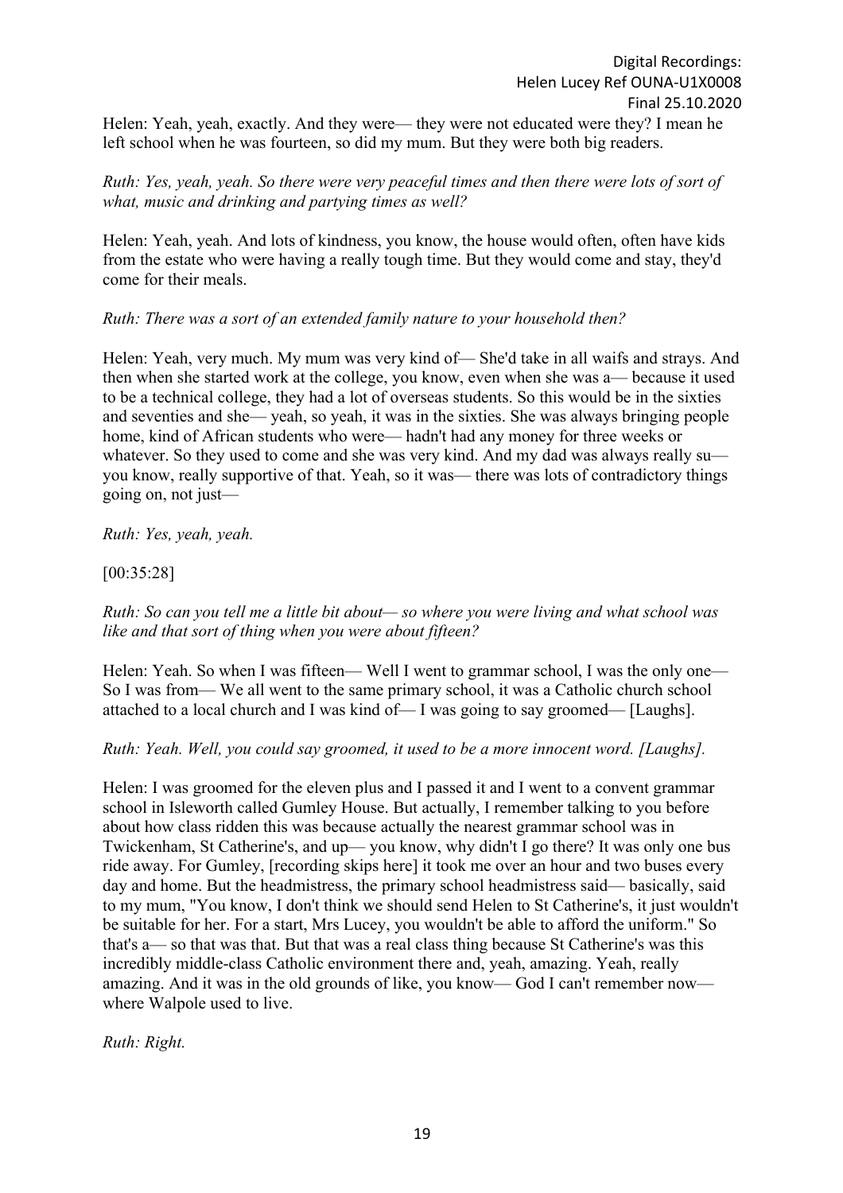Helen: Yeah, yeah, exactly. And they were— they were not educated were they? I mean he left school when he was fourteen, so did my mum. But they were both big readers.

*Ruth: Yes, yeah, yeah. So there were very peaceful times and then there were lots of sort of what, music and drinking and partying times as well?*

Helen: Yeah, yeah. And lots of kindness, you know, the house would often, often have kids from the estate who were having a really tough time. But they would come and stay, they'd come for their meals.

*Ruth: There was a sort of an extended family nature to your household then?*

Helen: Yeah, very much. My mum was very kind of— She'd take in all waifs and strays. And then when she started work at the college, you know, even when she was a— because it used to be a technical college, they had a lot of overseas students. So this would be in the sixties and seventies and she— yeah, so yeah, it was in the sixties. She was always bringing people home, kind of African students who were— hadn't had any money for three weeks or whatever. So they used to come and she was very kind. And my dad was always really su— you know, really supportive of that. Yeah, so it was— there was lots of contradictory things going on, not just—

*Ruth: Yes, yeah, yeah.*

[00:35:28]

*Ruth: So can you tell me a little bit about— so where you were living and what school was like and that sort of thing when you were about fifteen?*

Helen: Yeah. So when I was fifteen— Well I went to grammar school, I was the only one— So I was from— We all went to the same primary school, it was a Catholic church school attached to a local church and I was kind of— I was going to say groomed— [Laughs].

*Ruth: Yeah. Well, you could say groomed, it used to be a more innocent word. [Laughs].*

Helen: I was groomed for the eleven plus and I passed it and I went to a convent grammar school in Isleworth called Gumley House. But actually, I remember talking to you before about how class ridden this was because actually the nearest grammar school was in Twickenham, St Catherine's, and up— you know, why didn't I go there? It was only one bus ride away. For Gumley, [recording skips here] it took me over an hour and two buses every day and home. But the headmistress, the primary school headmistress said— basically, said to my mum, "You know, I don't think we should send Helen to St Catherine's, it just wouldn't be suitable for her. For a start, Mrs Lucey, you wouldn't be able to afford the uniform." So that's a— so that was that. But that was a real class thing because St Catherine's was this incredibly middle-class Catholic environment there and, yeah, amazing. Yeah, really amazing. And it was in the old grounds of like, you know— God I can't remember now— where Walpole used to live.

*Ruth: Right.*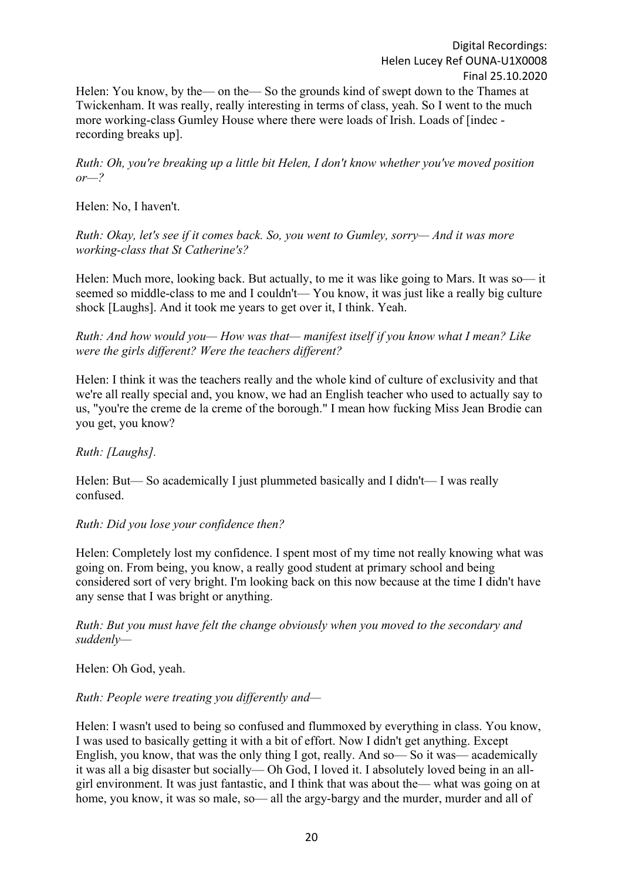Helen: You know, by the— on the— So the grounds kind of swept down to the Thames at Twickenham. It was really, really interesting in terms of class, yeah. So I went to the much more working-class Gumley House where there were loads of Irish. Loads of [indec - recording breaks up].

*Ruth: Oh, you're breaking up a little bit Helen, I don't know whether you've moved position or—?*

Helen: No, I haven't.

*Ruth: Okay, let's see if it comes back. So, you went to Gumley, sorry— And it was more working-class that St Catherine's?*

Helen: Much more, looking back. But actually, to me it was like going to Mars. It was so— it seemed so middle-class to me and I couldn't— You know, it was just like a really big culture shock [Laughs]. And it took me years to get over it, I think. Yeah.

*Ruth: And how would you— How was that— manifest itself if you know what I mean? Like were the girls different? Were the teachers different?*

Helen: I think it was the teachers really and the whole kind of culture of exclusivity and that we're all really special and, you know, we had an English teacher who used to actually say to us, "you're the creme de la creme of the borough." I mean how fucking Miss Jean Brodie can you get, you know?

*Ruth: [Laughs].*

Helen: But— So academically I just plummeted basically and I didn't— I was really confused.

*Ruth: Did you lose your confidence then?*

Helen: Completely lost my confidence. I spent most of my time not really knowing what was going on. From being, you know, a really good student at primary school and being considered sort of very bright. I'm looking back on this now because at the time I didn't have any sense that I was bright or anything.

*Ruth: But you must have felt the change obviously when you moved to the secondary and suddenly—*

Helen: Oh God, yeah.

*Ruth: People were treating you differently and—*

Helen: I wasn't used to being so confused and flummoxed by everything in class. You know, I was used to basically getting it with a bit of effort. Now I didn't get anything. Except English, you know, that was the only thing I got, really. And so— So it was— academically it was all a big disaster but socially— Oh God, I loved it. I absolutely loved being in an all-girl environment. It was just fantastic, and I think that was about the— what was going on at home, you know, it was so male, so— all the argy-bargy and the murder, murder and all of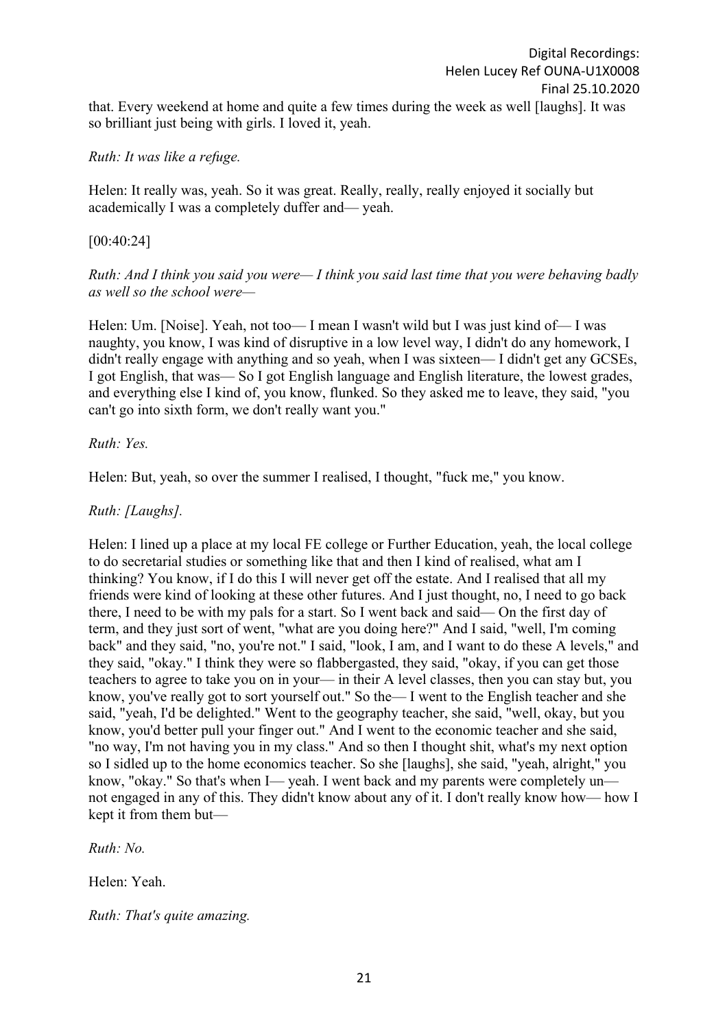that. Every weekend at home and quite a few times during the week as well [laughs]. It was so brilliant just being with girls. I loved it, yeah.

*Ruth: It was like a refuge.*

Helen: It really was, yeah. So it was great. Really, really, really enjoyed it socially but academically I was a completely duffer and— yeah.

[00:40:24]

*Ruth: And I think you said you were— I think you said last time that you were behaving badly as well so the school were—*

Helen: Um. [Noise]. Yeah, not too— I mean I wasn't wild but I was just kind of— I was naughty, you know, I was kind of disruptive in a low level way, I didn't do any homework, I didn't really engage with anything and so yeah, when I was sixteen— I didn't get any GCSEs, I got English, that was— So I got English language and English literature, the lowest grades, and everything else I kind of, you know, flunked. So they asked me to leave, they said, "you can't go into sixth form, we don't really want you."

*Ruth: Yes.*

Helen: But, yeah, so over the summer I realised, I thought, "fuck me," you know.

*Ruth: [Laughs].*

Helen: I lined up a place at my local FE college or Further Education, yeah, the local college to do secretarial studies or something like that and then I kind of realised, what am I thinking? You know, if I do this I will never get off the estate. And I realised that all my friends were kind of looking at these other futures. And I just thought, no, I need to go back there, I need to be with my pals for a start. So I went back and said— On the first day of term, and they just sort of went, "what are you doing here?" And I said, "well, I'm coming back" and they said, "no, you're not." I said, "look, I am, and I want to do these A levels," and they said, "okay." I think they were so flabbergasted, they said, "okay, if you can get those teachers to agree to take you on in your— in their A level classes, then you can stay but, you know, you've really got to sort yourself out." So the— I went to the English teacher and she said, "yeah, I'd be delighted." Went to the geography teacher, she said, "well, okay, but you know, you'd better pull your finger out." And I went to the economic teacher and she said, "no way, I'm not having you in my class." And so then I thought shit, what's my next option so I sidled up to the home economics teacher. So she [laughs], she said, "yeah, alright," you know, "okay." So that's when I— yeah. I went back and my parents were completely un— not engaged in any of this. They didn't know about any of it. I don't really know how— how I kept it from them but—

*Ruth: No.*

Helen: Yeah.

*Ruth: That's quite amazing.*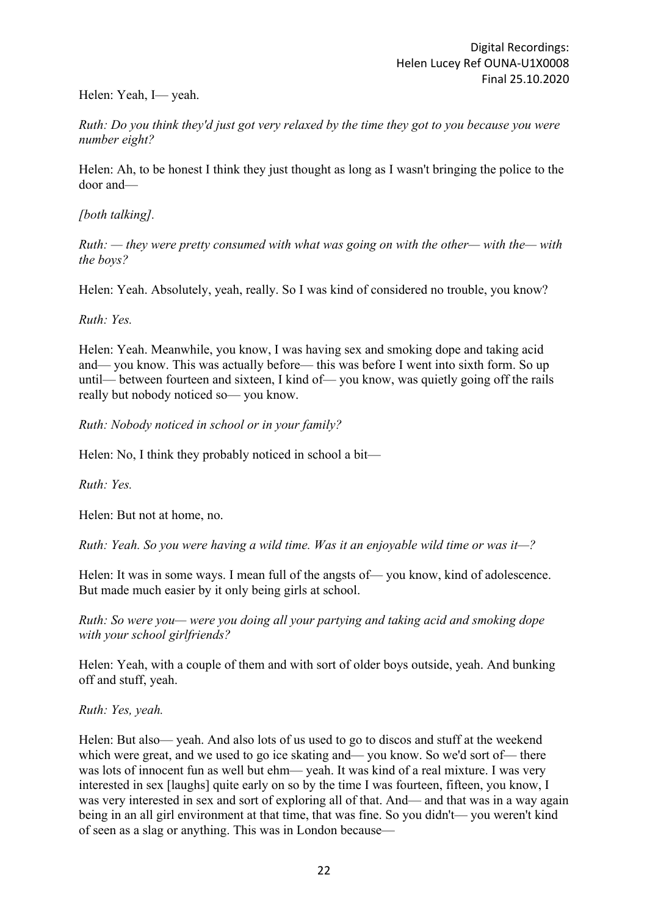Helen: Yeah, I— yeah.

*Ruth: Do you think they'd just got very relaxed by the time they got to you because you were number eight?*

Helen: Ah, to be honest I think they just thought as long as I wasn't bringing the police to the door and—

*[both talking].*

*Ruth: — they were pretty consumed with what was going on with the other— with the— with the boys?*

Helen: Yeah. Absolutely, yeah, really. So I was kind of considered no trouble, you know?

*Ruth: Yes.*

Helen: Yeah. Meanwhile, you know, I was having sex and smoking dope and taking acid and— you know. This was actually before— this was before I went into sixth form. So up until— between fourteen and sixteen, I kind of— you know, was quietly going off the rails really but nobody noticed so— you know.

*Ruth: Nobody noticed in school or in your family?*

Helen: No, I think they probably noticed in school a bit—

*Ruth: Yes.*

Helen: But not at home, no.

*Ruth: Yeah. So you were having a wild time. Was it an enjoyable wild time or was it—?*

Helen: It was in some ways. I mean full of the angsts of— you know, kind of adolescence. But made much easier by it only being girls at school.

*Ruth: So were you— were you doing all your partying and taking acid and smoking dope with your school girlfriends?*

Helen: Yeah, with a couple of them and with sort of older boys outside, yeah. And bunking off and stuff, yeah.

*Ruth: Yes, yeah.*

Helen: But also— yeah. And also lots of us used to go to discos and stuff at the weekend which were great, and we used to go ice skating and— you know. So we'd sort of— there was lots of innocent fun as well but ehm— yeah. It was kind of a real mixture. I was very interested in sex [laughs] quite early on so by the time I was fourteen, fifteen, you know, I was very interested in sex and sort of exploring all of that. And— and that was in a way again being in an all girl environment at that time, that was fine. So you didn't— you weren't kind of seen as a slag or anything. This was in London because—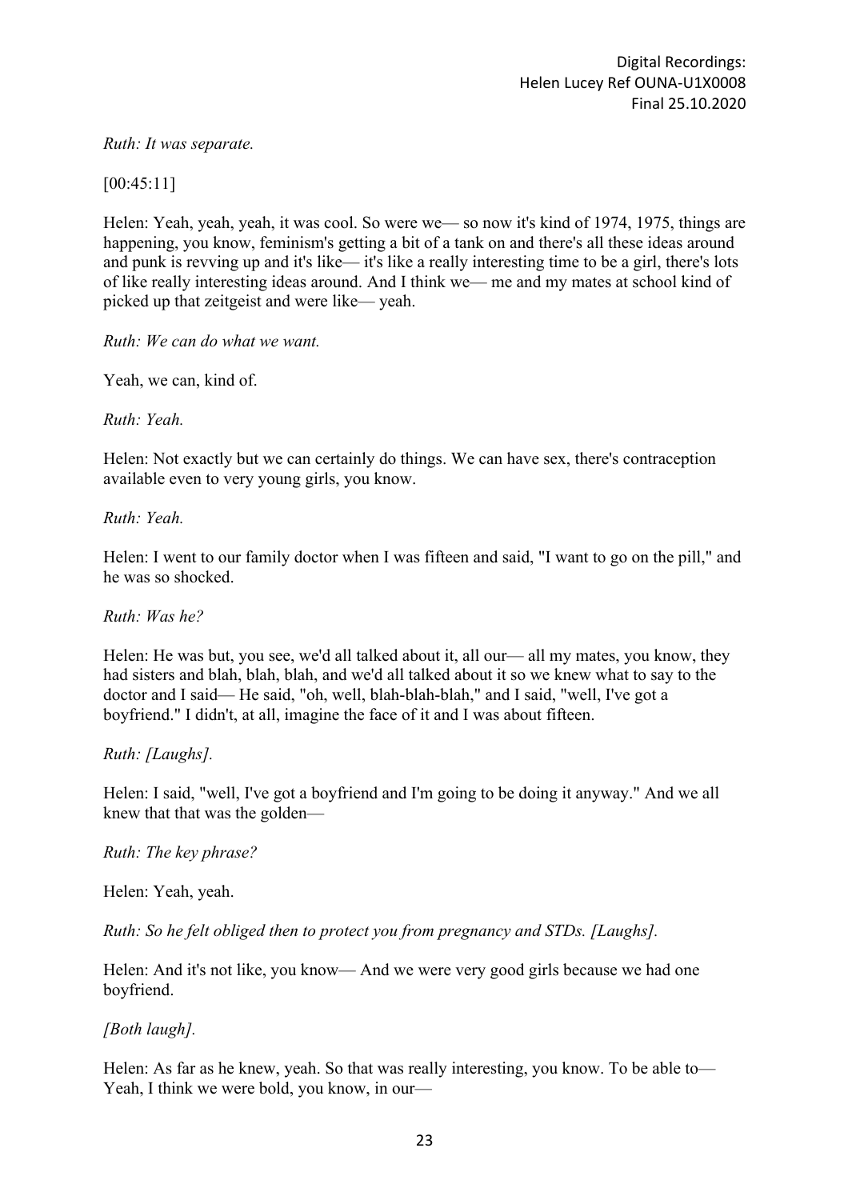*Ruth: It was separate.*

[00:45:11]

Helen: Yeah, yeah, yeah, it was cool. So were we— so now it's kind of 1974, 1975, things are happening, you know, feminism's getting a bit of a tank on and there's all these ideas around and punk is revving up and it's like— it's like a really interesting time to be a girl, there's lots of like really interesting ideas around. And I think we— me and my mates at school kind of picked up that zeitgeist and were like— yeah.

*Ruth: We can do what we want.*

Yeah, we can, kind of.

*Ruth: Yeah.*

Helen: Not exactly but we can certainly do things. We can have sex, there's contraception available even to very young girls, you know.

*Ruth: Yeah.*

Helen: I went to our family doctor when I was fifteen and said, "I want to go on the pill," and he was so shocked.

*Ruth: Was he?*

Helen: He was but, you see, we'd all talked about it, all our— all my mates, you know, they had sisters and blah, blah, blah, and we'd all talked about it so we knew what to say to the doctor and I said— He said, "oh, well, blah-blah-blah," and I said, "well, I've got a boyfriend." I didn't, at all, imagine the face of it and I was about fifteen.

*Ruth: [Laughs].*

Helen: I said, "well, I've got a boyfriend and I'm going to be doing it anyway." And we all knew that that was the golden—

*Ruth: The key phrase?*

Helen: Yeah, yeah.

*Ruth: So he felt obliged then to protect you from pregnancy and STDs. [Laughs].*

Helen: And it's not like, you know— And we were very good girls because we had one boyfriend.

*[Both laugh].*

Helen: As far as he knew, yeah. So that was really interesting, you know. To be able to— Yeah, I think we were bold, you know, in our—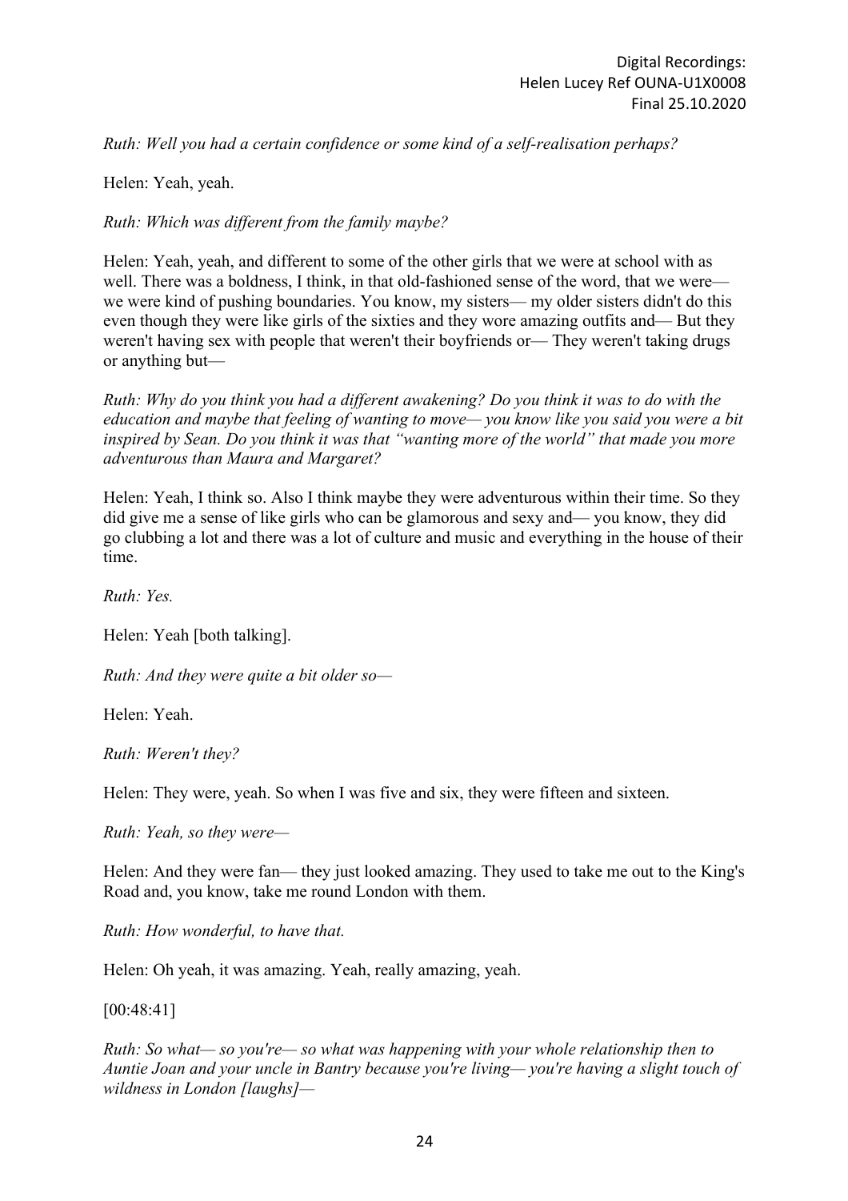*Ruth: Well you had a certain confidence or some kind of a self-realisation perhaps?*

Helen: Yeah, yeah.

*Ruth: Which was different from the family maybe?*

Helen: Yeah, yeah, and different to some of the other girls that we were at school with as well. There was a boldness, I think, in that old-fashioned sense of the word, that we were— we were kind of pushing boundaries. You know, my sisters— my older sisters didn't do this even though they were like girls of the sixties and they wore amazing outfits and— But they weren't having sex with people that weren't their boyfriends or— They weren't taking drugs or anything but—

*Ruth: Why do you think you had a different awakening? Do you think it was to do with the education and maybe that feeling of wanting to move— you know like you said you were a bit inspired by Sean. Do you think it was that "wanting more of the world" that made you more adventurous than Maura and Margaret?*

Helen: Yeah, I think so. Also I think maybe they were adventurous within their time. So they did give me a sense of like girls who can be glamorous and sexy and— you know, they did go clubbing a lot and there was a lot of culture and music and everything in the house of their time.

*Ruth: Yes.*

Helen: Yeah [both talking].

*Ruth: And they were quite a bit older so—*

Helen: Yeah.

*Ruth: Weren't they?*

Helen: They were, yeah. So when I was five and six, they were fifteen and sixteen.

*Ruth: Yeah, so they were—*

Helen: And they were fan— they just looked amazing. They used to take me out to the King's Road and, you know, take me round London with them.

*Ruth: How wonderful, to have that.*

Helen: Oh yeah, it was amazing. Yeah, really amazing, yeah.

[00:48:41]

*Ruth: So what— so you're— so what was happening with your whole relationship then to Auntie Joan and your uncle in Bantry because you're living— you're having a slight touch of wildness in London [laughs]—*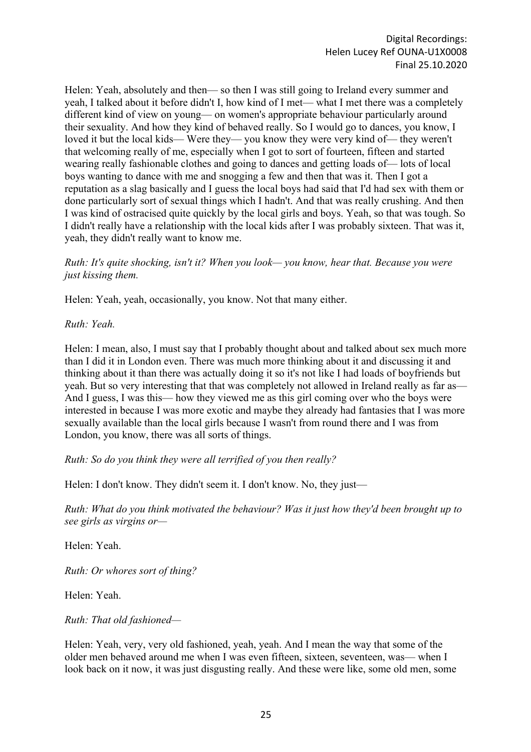Helen: Yeah, absolutely and then— so then I was still going to Ireland every summer and yeah, I talked about it before didn't I, how kind of I met— what I met there was a completely different kind of view on young— on women's appropriate behaviour particularly around their sexuality. And how they kind of behaved really. So I would go to dances, you know, I loved it but the local kids— Were they— you know they were very kind of— they weren't that welcoming really of me, especially when I got to sort of fourteen, fifteen and started wearing really fashionable clothes and going to dances and getting loads of— lots of local boys wanting to dance with me and snogging a few and then that was it. Then I got a reputation as a slag basically and I guess the local boys had said that I'd had sex with them or done particularly sort of sexual things which I hadn't. And that was really crushing. And then I was kind of ostracised quite quickly by the local girls and boys. Yeah, so that was tough. So I didn't really have a relationship with the local kids after I was probably sixteen. That was it, yeah, they didn't really want to know me.

*Ruth: It's quite shocking, isn't it? When you look— you know, hear that. Because you were just kissing them.*

Helen: Yeah, yeah, occasionally, you know. Not that many either.

*Ruth: Yeah.*

Helen: I mean, also, I must say that I probably thought about and talked about sex much more than I did it in London even. There was much more thinking about it and discussing it and thinking about it than there was actually doing it so it's not like I had loads of boyfriends but yeah. But so very interesting that that was completely not allowed in Ireland really as far as— And I guess, I was this— how they viewed me as this girl coming over who the boys were interested in because I was more exotic and maybe they already had fantasies that I was more sexually available than the local girls because I wasn't from round there and I was from London, you know, there was all sorts of things.

*Ruth: So do you think they were all terrified of you then really?*

Helen: I don't know. They didn't seem it. I don't know. No, they just—

*Ruth: What do you think motivated the behaviour? Was it just how they'd been brought up to see girls as virgins or—*

Helen: Yeah.

*Ruth: Or whores sort of thing?*

Helen: Yeah.

*Ruth: That old fashioned—*

Helen: Yeah, very, very old fashioned, yeah, yeah. And I mean the way that some of the older men behaved around me when I was even fifteen, sixteen, seventeen, was— when I look back on it now, it was just disgusting really. And these were like, some old men, some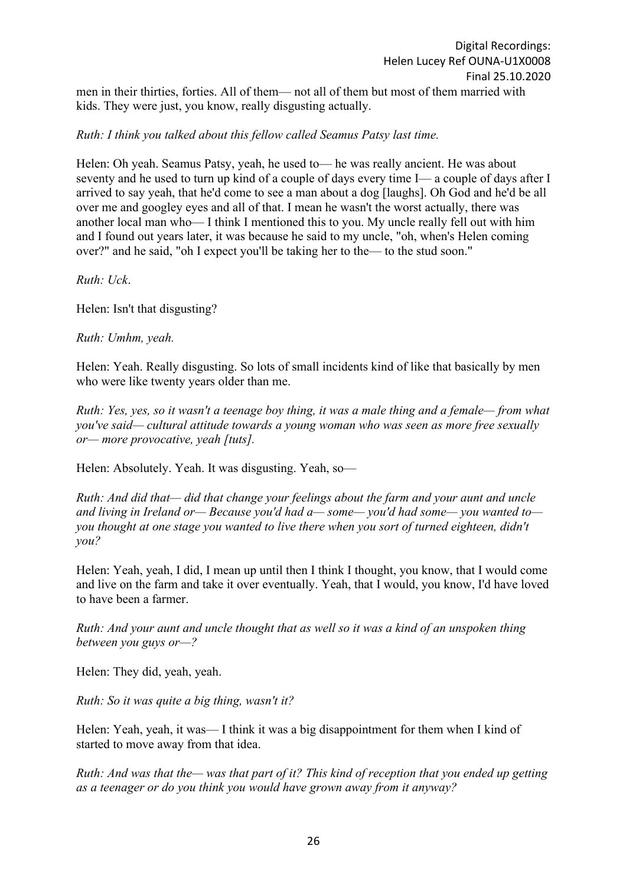men in their thirties, forties. All of them— not all of them but most of them married with kids. They were just, you know, really disgusting actually.

*Ruth: I think you talked about this fellow called Seamus Patsy last time.*

Helen: Oh yeah. Seamus Patsy, yeah, he used to— he was really ancient. He was about seventy and he used to turn up kind of a couple of days every time I— a couple of days after I arrived to say yeah, that he'd come to see a man about a dog [laughs]. Oh God and he'd be all over me and googley eyes and all of that. I mean he wasn't the worst actually, there was another local man who— I think I mentioned this to you. My uncle really fell out with him and I found out years later, it was because he said to my uncle, "oh, when's Helen coming over?" and he said, "oh I expect you'll be taking her to the— to the stud soon."

*Ruth: Uck.*

Helen: Isn't that disgusting?

*Ruth: Umhm, yeah.*

Helen: Yeah. Really disgusting. So lots of small incidents kind of like that basically by men who were like twenty years older than me.

*Ruth: Yes, yes, so it wasn't a teenage boy thing, it was a male thing and a female— from what you've said— cultural attitude towards a young woman who was seen as more free sexually or— more provocative, yeah [tuts].*

Helen: Absolutely. Yeah. It was disgusting. Yeah, so—

*Ruth: And did that— did that change your feelings about the farm and your aunt and uncle and living in Ireland or— Because you'd had a— some— you'd had some— you wanted to— you thought at one stage you wanted to live there when you sort of turned eighteen, didn't you?*

Helen: Yeah, yeah, I did, I mean up until then I think I thought, you know, that I would come and live on the farm and take it over eventually. Yeah, that I would, you know, I'd have loved to have been a farmer.

*Ruth: And your aunt and uncle thought that as well so it was a kind of an unspoken thing between you guys or—?*

Helen: They did, yeah, yeah.

*Ruth: So it was quite a big thing, wasn't it?*

Helen: Yeah, yeah, it was— I think it was a big disappointment for them when I kind of started to move away from that idea.

*Ruth: And was that the— was that part of it? This kind of reception that you ended up getting as a teenager or do you think you would have grown away from it anyway?*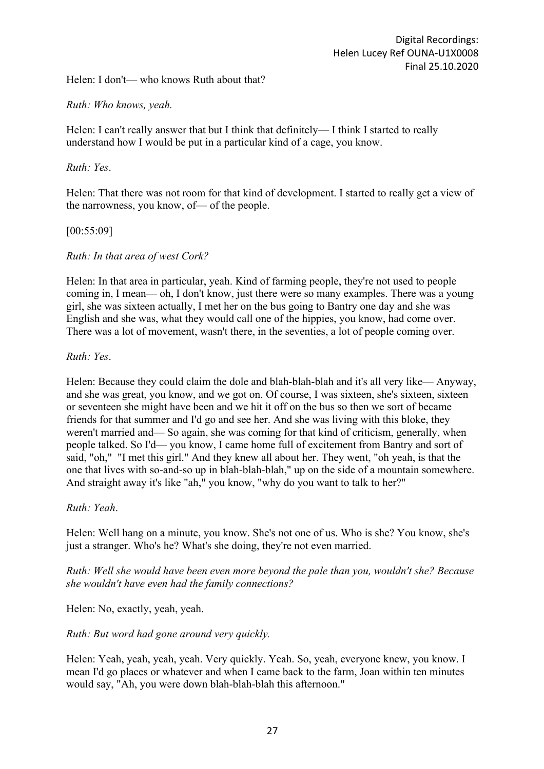Helen: I don't— who knows Ruth about that?

*Ruth: Who knows, yeah.*

Helen: I can't really answer that but I think that definitely— I think I started to really understand how I would be put in a particular kind of a cage, you know.

*Ruth: Yes*.

Helen: That there was not room for that kind of development. I started to really get a view of the narrowness, you know, of— of the people.

[00:55:09]

*Ruth: In that area of west Cork?*

Helen: In that area in particular, yeah. Kind of farming people, they're not used to people coming in, I mean— oh, I don't know, just there were so many examples. There was a young girl, she was sixteen actually, I met her on the bus going to Bantry one day and she was English and she was, what they would call one of the hippies, you know, had come over. There was a lot of movement, wasn't there, in the seventies, a lot of people coming over.

*Ruth: Yes*.

Helen: Because they could claim the dole and blah-blah-blah and it's all very like— Anyway, and she was great, you know, and we got on. Of course, I was sixteen, she's sixteen, sixteen or seventeen she might have been and we hit it off on the bus so then we sort of became friends for that summer and I'd go and see her. And she was living with this bloke, they weren't married and— So again, she was coming for that kind of criticism, generally, when people talked. So I'd— you know, I came home full of excitement from Bantry and sort of said, "oh," "I met this girl." And they knew all about her. They went, "oh yeah, is that the one that lives with so-and-so up in blah-blah-blah," up on the side of a mountain somewhere. And straight away it's like "ah," you know, "why do you want to talk to her?"

*Ruth: Yeah*.

Helen: Well hang on a minute, you know. She's not one of us. Who is she? You know, she's just a stranger. Who's he? What's she doing, they're not even married.

*Ruth: Well she would have been even more beyond the pale than you, wouldn't she? Because she wouldn't have even had the family connections?*

Helen: No, exactly, yeah, yeah.

*Ruth: But word had gone around very quickly.*

Helen: Yeah, yeah, yeah, yeah. Very quickly. Yeah. So, yeah, everyone knew, you know. I mean I'd go places or whatever and when I came back to the farm, Joan within ten minutes would say, "Ah, you were down blah-blah-blah this afternoon."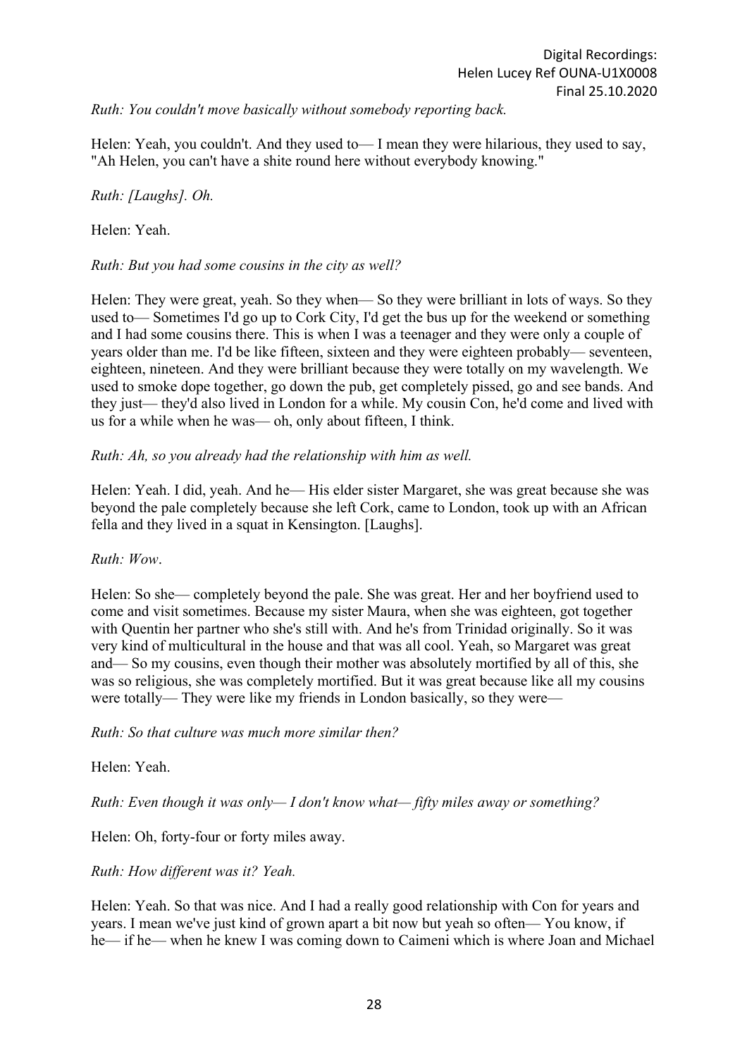*Ruth: You couldn't move basically without somebody reporting back.*

Helen: Yeah, you couldn't. And they used to— I mean they were hilarious, they used to say, "Ah Helen, you can't have a shite round here without everybody knowing."

*Ruth: [Laughs]. Oh.*

Helen: Yeah.

*Ruth: But you had some cousins in the city as well?*

Helen: They were great, yeah. So they when— So they were brilliant in lots of ways. So they used to— Sometimes I'd go up to Cork City, I'd get the bus up for the weekend or something and I had some cousins there. This is when I was a teenager and they were only a couple of years older than me. I'd be like fifteen, sixteen and they were eighteen probably— seventeen, eighteen, nineteen. And they were brilliant because they were totally on my wavelength. We used to smoke dope together, go down the pub, get completely pissed, go and see bands. And they just— they'd also lived in London for a while. My cousin Con, he'd come and lived with us for a while when he was— oh, only about fifteen, I think.

*Ruth: Ah, so you already had the relationship with him as well.*

Helen: Yeah. I did, yeah. And he— His elder sister Margaret, she was great because she was beyond the pale completely because she left Cork, came to London, took up with an African fella and they lived in a squat in Kensington. [Laughs].

*Ruth: Wow*.

Helen: So she— completely beyond the pale. She was great. Her and her boyfriend used to come and visit sometimes. Because my sister Maura, when she was eighteen, got together with Quentin her partner who she's still with. And he's from Trinidad originally. So it was very kind of multicultural in the house and that was all cool. Yeah, so Margaret was great and— So my cousins, even though their mother was absolutely mortified by all of this, she was so religious, she was completely mortified. But it was great because like all my cousins were totally— They were like my friends in London basically, so they were—

*Ruth: So that culture was much more similar then?*

Helen: Yeah.

*Ruth: Even though it was only— I don't know what— fifty miles away or something?*

Helen: Oh, forty-four or forty miles away.

*Ruth: How different was it? Yeah.*

Helen: Yeah. So that was nice. And I had a really good relationship with Con for years and years. I mean we've just kind of grown apart a bit now but yeah so often— You know, if he— if he— when he knew I was coming down to Caimeni which is where Joan and Michael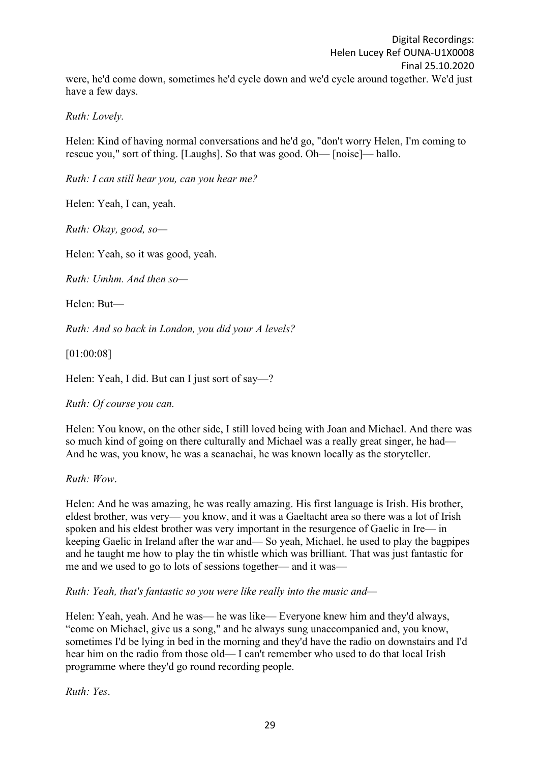were, he'd come down, sometimes he'd cycle down and we'd cycle around together. We'd just have a few days.

*Ruth: Lovely.*

Helen: Kind of having normal conversations and he'd go, "don't worry Helen, I'm coming to rescue you," sort of thing. [Laughs]. So that was good. Oh— [noise]— hallo.

*Ruth: I can still hear you, can you hear me?*

Helen: Yeah, I can, yeah.

*Ruth: Okay, good, so—*

Helen: Yeah, so it was good, yeah.

*Ruth: Umhm. And then so—*

Helen: But—

*Ruth: And so back in London, you did your A levels?*

[01:00:08]

Helen: Yeah, I did. But can I just sort of say—?

*Ruth: Of course you can.*

Helen: You know, on the other side, I still loved being with Joan and Michael. And there was so much kind of going on there culturally and Michael was a really great singer, he had— And he was, you know, he was a seanachai, he was known locally as the storyteller.

*Ruth: Wow*.

Helen: And he was amazing, he was really amazing. His first language is Irish. His brother, eldest brother, was very— you know, and it was a Gaeltacht area so there was a lot of Irish spoken and his eldest brother was very important in the resurgence of Gaelic in Ire— in keeping Gaelic in Ireland after the war and— So yeah, Michael, he used to play the bagpipes and he taught me how to play the tin whistle which was brilliant. That was just fantastic for me and we used to go to lots of sessions together— and it was—

*Ruth: Yeah, that's fantastic so you were like really into the music and—*

Helen: Yeah, yeah. And he was— he was like— Everyone knew him and they'd always, "come on Michael, give us a song," and he always sung unaccompanied and, you know, sometimes I'd be lying in bed in the morning and they'd have the radio on downstairs and I'd hear him on the radio from those old— I can't remember who used to do that local Irish programme where they'd go round recording people.

*Ruth: Yes*.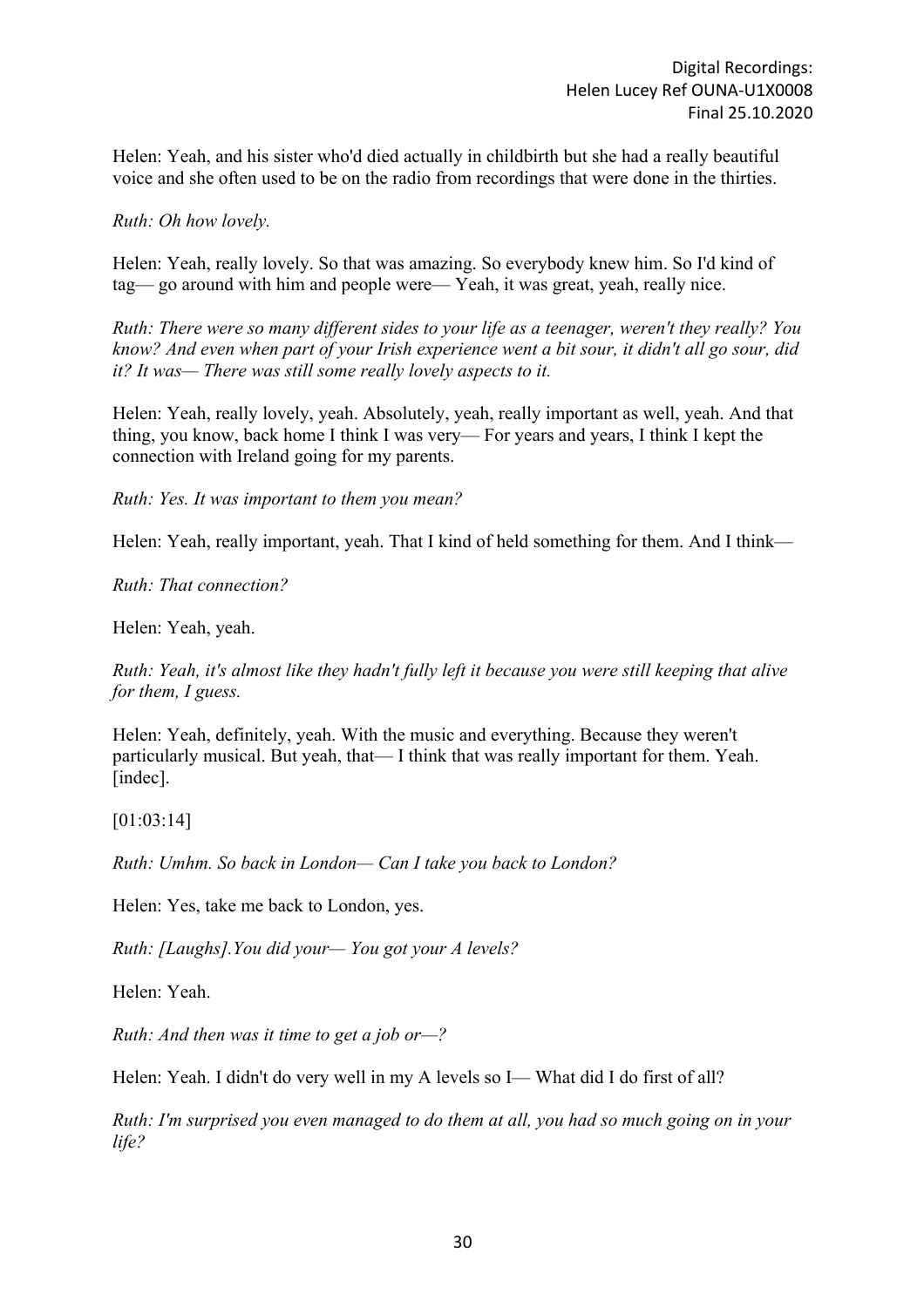Helen: Yeah, and his sister who'd died actually in childbirth but she had a really beautiful voice and she often used to be on the radio from recordings that were done in the thirties.

*Ruth: Oh how lovely.*

Helen: Yeah, really lovely. So that was amazing. So everybody knew him. So I'd kind of tag— go around with him and people were— Yeah, it was great, yeah, really nice.

*Ruth: There were so many different sides to your life as a teenager, weren't they really? You know? And even when part of your Irish experience went a bit sour, it didn't all go sour, did it? It was— There was still some really lovely aspects to it.*

Helen: Yeah, really lovely, yeah. Absolutely, yeah, really important as well, yeah. And that thing, you know, back home I think I was very— For years and years, I think I kept the connection with Ireland going for my parents.

*Ruth: Yes. It was important to them you mean?*

Helen: Yeah, really important, yeah. That I kind of held something for them. And I think—

*Ruth: That connection?*

Helen: Yeah, yeah.

*Ruth: Yeah, it's almost like they hadn't fully left it because you were still keeping that alive for them, I guess.*

Helen: Yeah, definitely, yeah. With the music and everything. Because they weren't particularly musical. But yeah, that— I think that was really important for them. Yeah. [indec].

[01:03:14]

*Ruth: Umhm. So back in London— Can I take you back to London?*

Helen: Yes, take me back to London, yes.

*Ruth: [Laughs].You did your— You got your A levels?*

Helen: Yeah.

*Ruth: And then was it time to get a job or—?*

Helen: Yeah. I didn't do very well in my A levels so I— What did I do first of all?

*Ruth: I'm surprised you even managed to do them at all, you had so much going on in your life?*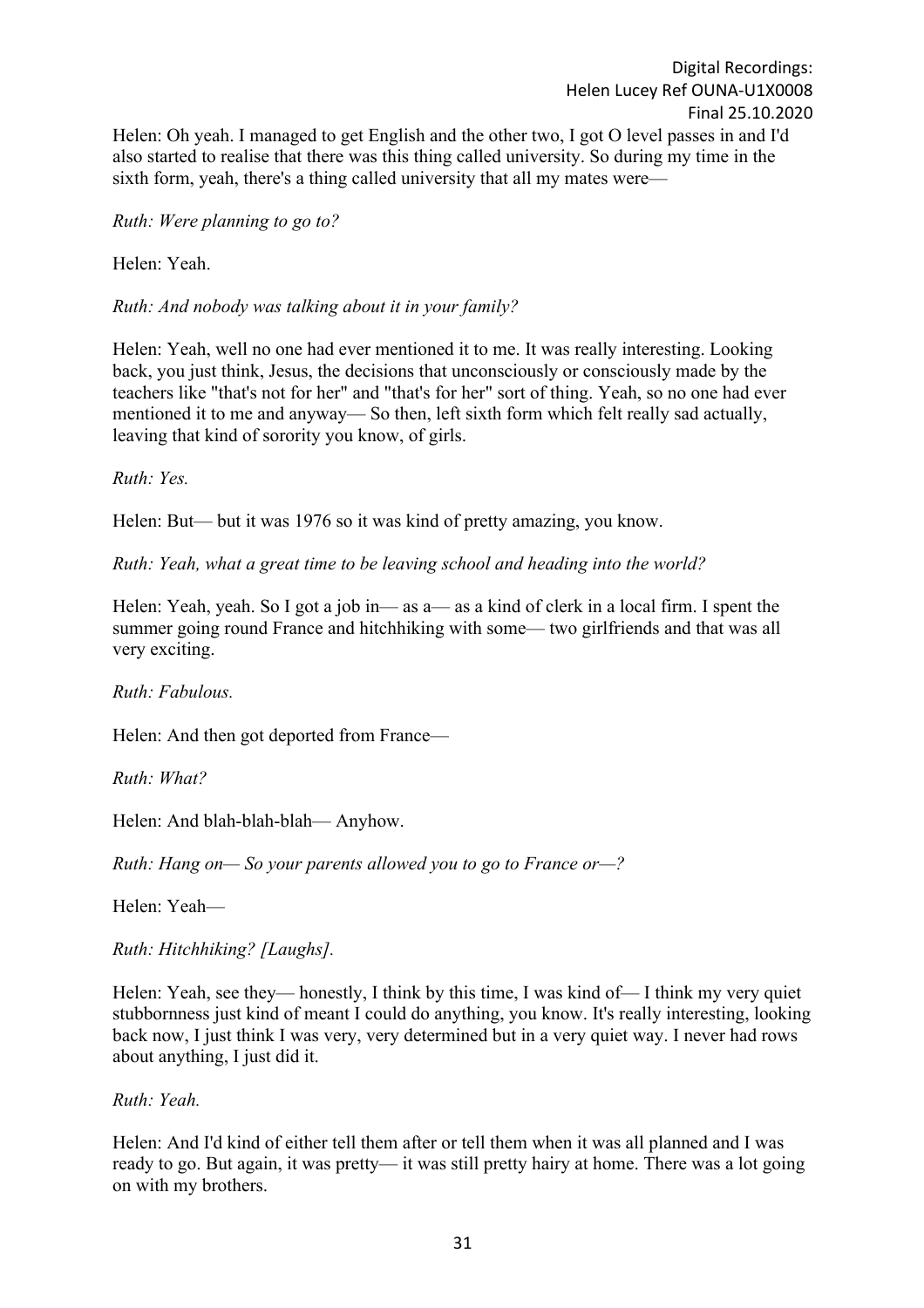Helen: Oh yeah. I managed to get English and the other two, I got O level passes in and I'd also started to realise that there was this thing called university. So during my time in the sixth form, yeah, there's a thing called university that all my mates were—

*Ruth: Were planning to go to?*

Helen: Yeah.

*Ruth: And nobody was talking about it in your family?*

Helen: Yeah, well no one had ever mentioned it to me. It was really interesting. Looking back, you just think, Jesus, the decisions that unconsciously or consciously made by the teachers like "that's not for her" and "that's for her" sort of thing. Yeah, so no one had ever mentioned it to me and anyway— So then, left sixth form which felt really sad actually, leaving that kind of sorority you know, of girls.

*Ruth: Yes.*

Helen: But— but it was 1976 so it was kind of pretty amazing, you know.

*Ruth: Yeah, what a great time to be leaving school and heading into the world?*

Helen: Yeah, yeah. So I got a job in— as a— as a kind of clerk in a local firm. I spent the summer going round France and hitchhiking with some— two girlfriends and that was all very exciting.

*Ruth: Fabulous.*

Helen: And then got deported from France—

*Ruth: What?*

Helen: And blah-blah-blah— Anyhow.

*Ruth: Hang on— So your parents allowed you to go to France or—?*

Helen: Yeah—

*Ruth: Hitchhiking? [Laughs].*

Helen: Yeah, see they— honestly, I think by this time, I was kind of— I think my very quiet stubbornness just kind of meant I could do anything, you know. It's really interesting, looking back now, I just think I was very, very determined but in a very quiet way. I never had rows about anything, I just did it.

*Ruth: Yeah.*

Helen: And I'd kind of either tell them after or tell them when it was all planned and I was ready to go. But again, it was pretty— it was still pretty hairy at home. There was a lot going on with my brothers.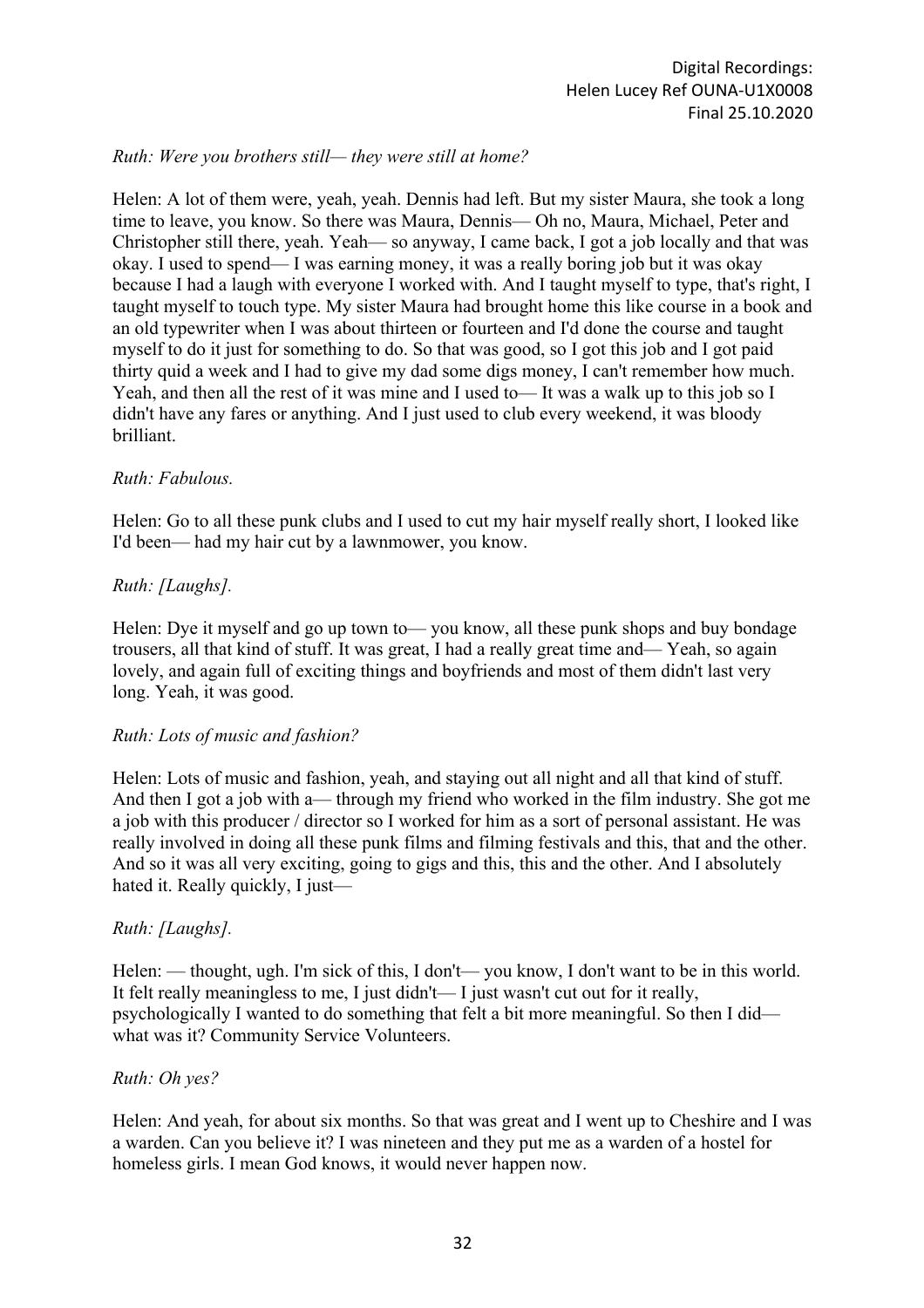*Ruth: Were you brothers still— they were still at home?*

Helen: A lot of them were, yeah, yeah. Dennis had left. But my sister Maura, she took a long time to leave, you know. So there was Maura, Dennis— Oh no, Maura, Michael, Peter and Christopher still there, yeah. Yeah— so anyway, I came back, I got a job locally and that was okay. I used to spend— I was earning money, it was a really boring job but it was okay because I had a laugh with everyone I worked with. And I taught myself to type, that's right, I taught myself to touch type. My sister Maura had brought home this like course in a book and an old typewriter when I was about thirteen or fourteen and I'd done the course and taught myself to do it just for something to do. So that was good, so I got this job and I got paid thirty quid a week and I had to give my dad some digs money, I can't remember how much. Yeah, and then all the rest of it was mine and I used to— It was a walk up to this job so I didn't have any fares or anything. And I just used to club every weekend, it was bloody brilliant.

*Ruth: Fabulous.*

Helen: Go to all these punk clubs and I used to cut my hair myself really short, I looked like I'd been— had my hair cut by a lawnmower, you know.

*Ruth: [Laughs].*

Helen: Dye it myself and go up town to— you know, all these punk shops and buy bondage trousers, all that kind of stuff. It was great, I had a really great time and— Yeah, so again lovely, and again full of exciting things and boyfriends and most of them didn't last very long. Yeah, it was good.

*Ruth: Lots of music and fashion?*

Helen: Lots of music and fashion, yeah, and staying out all night and all that kind of stuff. And then I got a job with a— through my friend who worked in the film industry. She got me a job with this producer / director so I worked for him as a sort of personal assistant. He was really involved in doing all these punk films and filming festivals and this, that and the other. And so it was all very exciting, going to gigs and this, this and the other. And I absolutely hated it. Really quickly, I just—

*Ruth: [Laughs].*

Helen: — thought, ugh. I'm sick of this, I don't— you know, I don't want to be in this world. It felt really meaningless to me, I just didn't— I just wasn't cut out for it really, psychologically I wanted to do something that felt a bit more meaningful. So then I did— what was it? Community Service Volunteers.

*Ruth: Oh yes?*

Helen: And yeah, for about six months. So that was great and I went up to Cheshire and I was a warden. Can you believe it? I was nineteen and they put me as a warden of a hostel for homeless girls. I mean God knows, it would never happen now.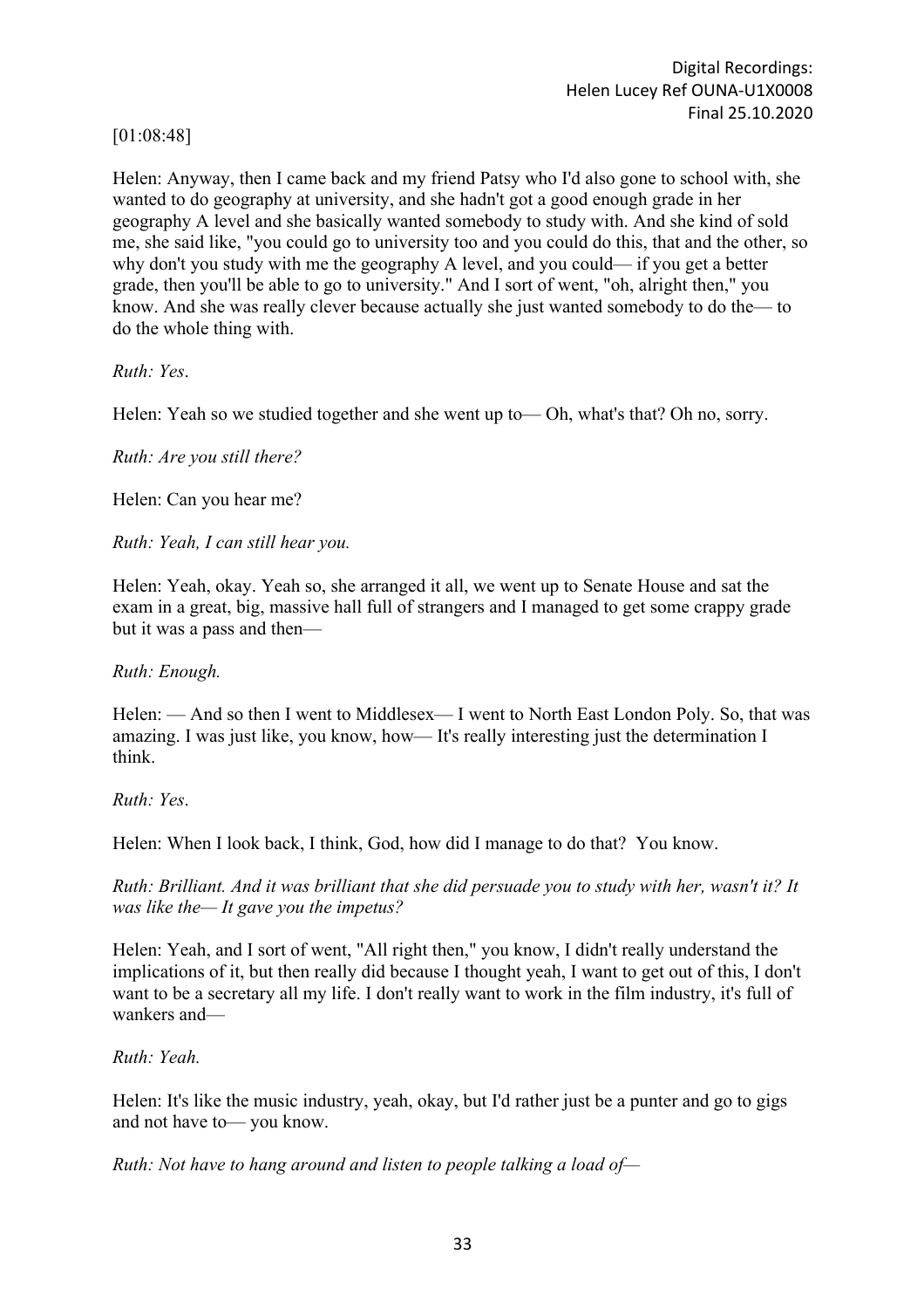[01:08:48]

Helen: Anyway, then I came back and my friend Patsy who I'd also gone to school with, she wanted to do geography at university, and she hadn't got a good enough grade in her geography A level and she basically wanted somebody to study with. And she kind of sold me, she said like, "you could go to university too and you could do this, that and the other, so why don't you study with me the geography A level, and you could— if you get a better grade, then you'll be able to go to university." And I sort of went, "oh, alright then," you know. And she was really clever because actually she just wanted somebody to do the— to do the whole thing with.

*Ruth: Yes*.

Helen: Yeah so we studied together and she went up to— Oh, what's that? Oh no, sorry.

*Ruth: Are you still there?*

Helen: Can you hear me?

*Ruth: Yeah, I can still hear you.*

Helen: Yeah, okay. Yeah so, she arranged it all, we went up to Senate House and sat the exam in a great, big, massive hall full of strangers and I managed to get some crappy grade but it was a pass and then—

*Ruth: Enough.*

Helen: — And so then I went to Middlesex— I went to North East London Poly. So, that was amazing. I was just like, you know, how— It's really interesting just the determination I think.

*Ruth: Yes*.

Helen: When I look back, I think, God, how did I manage to do that? You know.

*Ruth: Brilliant. And it was brilliant that she did persuade you to study with her, wasn't it? It was like the— It gave you the impetus?*

Helen: Yeah, and I sort of went, "All right then," you know, I didn't really understand the implications of it, but then really did because I thought yeah, I want to get out of this, I don't want to be a secretary all my life. I don't really want to work in the film industry, it's full of wankers and—

*Ruth: Yeah.*

Helen: It's like the music industry, yeah, okay, but I'd rather just be a punter and go to gigs and not have to— you know.

*Ruth: Not have to hang around and listen to people talking a load of—*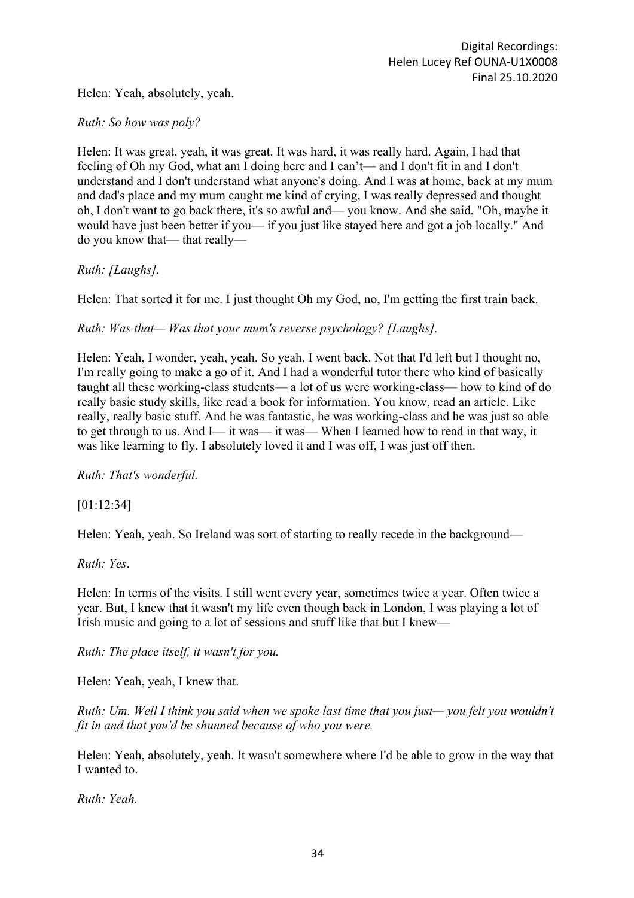Helen: Yeah, absolutely, yeah.

*Ruth: So how was poly?*

Helen: It was great, yeah, it was great. It was hard, it was really hard. Again, I had that feeling of Oh my God, what am I doing here and I can't— and I don't fit in and I don't understand and I don't understand what anyone's doing. And I was at home, back at my mum and dad's place and my mum caught me kind of crying, I was really depressed and thought oh, I don't want to go back there, it's so awful and— you know. And she said, "Oh, maybe it would have just been better if you— if you just like stayed here and got a job locally." And do you know that— that really—

*Ruth: [Laughs].*

Helen: That sorted it for me. I just thought Oh my God, no, I'm getting the first train back.

*Ruth: Was that— Was that your mum's reverse psychology? [Laughs].*

Helen: Yeah, I wonder, yeah, yeah. So yeah, I went back. Not that I'd left but I thought no, I'm really going to make a go of it. And I had a wonderful tutor there who kind of basically taught all these working-class students— a lot of us were working-class— how to kind of do really basic study skills, like read a book for information. You know, read an article. Like really, really basic stuff. And he was fantastic, he was working-class and he was just so able to get through to us. And I— it was— it was— When I learned how to read in that way, it was like learning to fly. I absolutely loved it and I was off, I was just off then.

*Ruth: That's wonderful.*

[01:12:34]

Helen: Yeah, yeah. So Ireland was sort of starting to really recede in the background—

*Ruth: Yes.*

Helen: In terms of the visits. I still went every year, sometimes twice a year. Often twice a year. But, I knew that it wasn't my life even though back in London, I was playing a lot of Irish music and going to a lot of sessions and stuff like that but I knew—

*Ruth: The place itself, it wasn't for you.*

Helen: Yeah, yeah, I knew that.

*Ruth: Um. Well I think you said when we spoke last time that you just— you felt you wouldn't fit in and that you'd be shunned because of who you were.*

Helen: Yeah, absolutely, yeah. It wasn't somewhere where I'd be able to grow in the way that I wanted to.

*Ruth: Yeah.*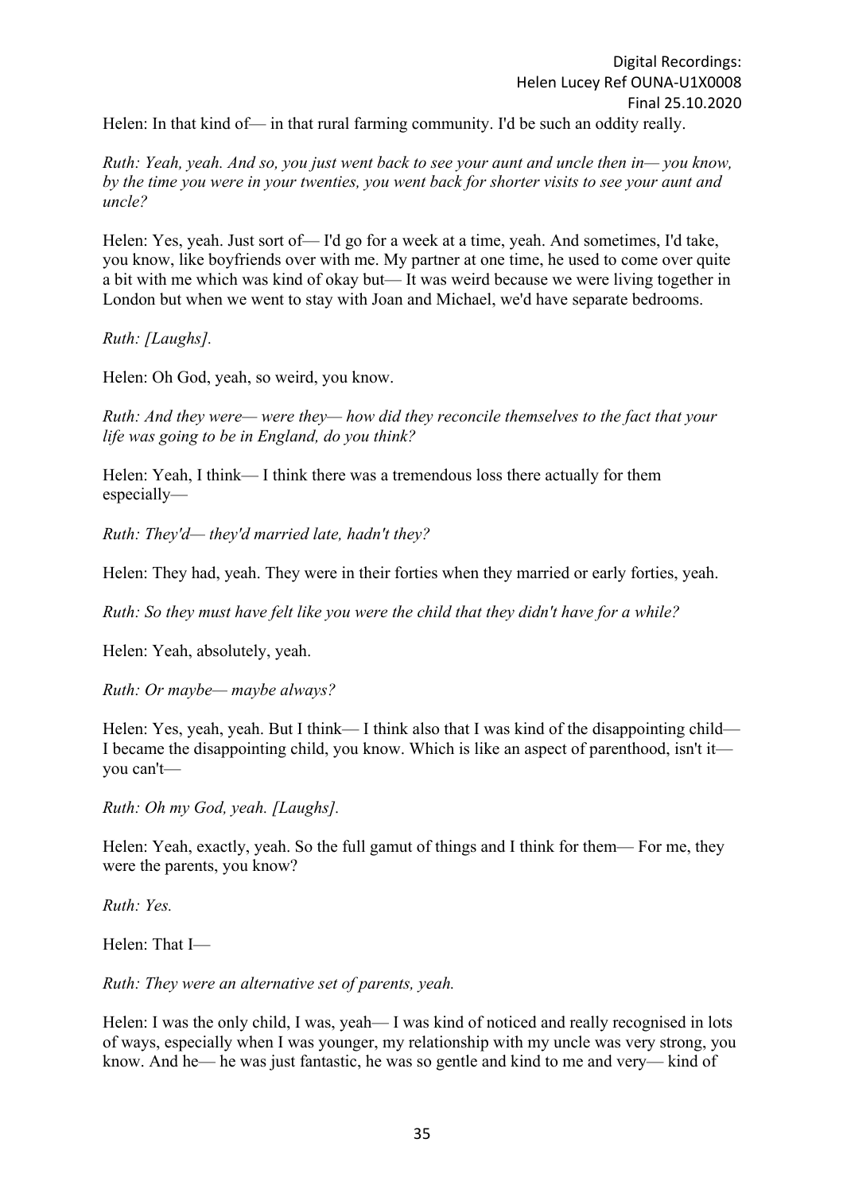Helen: In that kind of— in that rural farming community. I'd be such an oddity really.

*Ruth: Yeah, yeah. And so, you just went back to see your aunt and uncle then in— you know, by the time you were in your twenties, you went back for shorter visits to see your aunt and uncle?*

Helen: Yes, yeah. Just sort of— I'd go for a week at a time, yeah. And sometimes, I'd take, you know, like boyfriends over with me. My partner at one time, he used to come over quite a bit with me which was kind of okay but— It was weird because we were living together in London but when we went to stay with Joan and Michael, we'd have separate bedrooms.

*Ruth: [Laughs].*

Helen: Oh God, yeah, so weird, you know.

*Ruth: And they were— were they— how did they reconcile themselves to the fact that your life was going to be in England, do you think?*

Helen: Yeah, I think— I think there was a tremendous loss there actually for them especially—

*Ruth: They'd— they'd married late, hadn't they?*

Helen: They had, yeah. They were in their forties when they married or early forties, yeah.

*Ruth: So they must have felt like you were the child that they didn't have for a while?*

Helen: Yeah, absolutely, yeah.

*Ruth: Or maybe— maybe always?*

Helen: Yes, yeah, yeah. But I think— I think also that I was kind of the disappointing child— I became the disappointing child, you know. Which is like an aspect of parenthood, isn't it— you can't—

*Ruth: Oh my God, yeah. [Laughs].*

Helen: Yeah, exactly, yeah. So the full gamut of things and I think for them— For me, they were the parents, you know?

*Ruth: Yes.*

Helen: That I—

*Ruth: They were an alternative set of parents, yeah.*

Helen: I was the only child, I was, yeah— I was kind of noticed and really recognised in lots of ways, especially when I was younger, my relationship with my uncle was very strong, you know. And he— he was just fantastic, he was so gentle and kind to me and very— kind of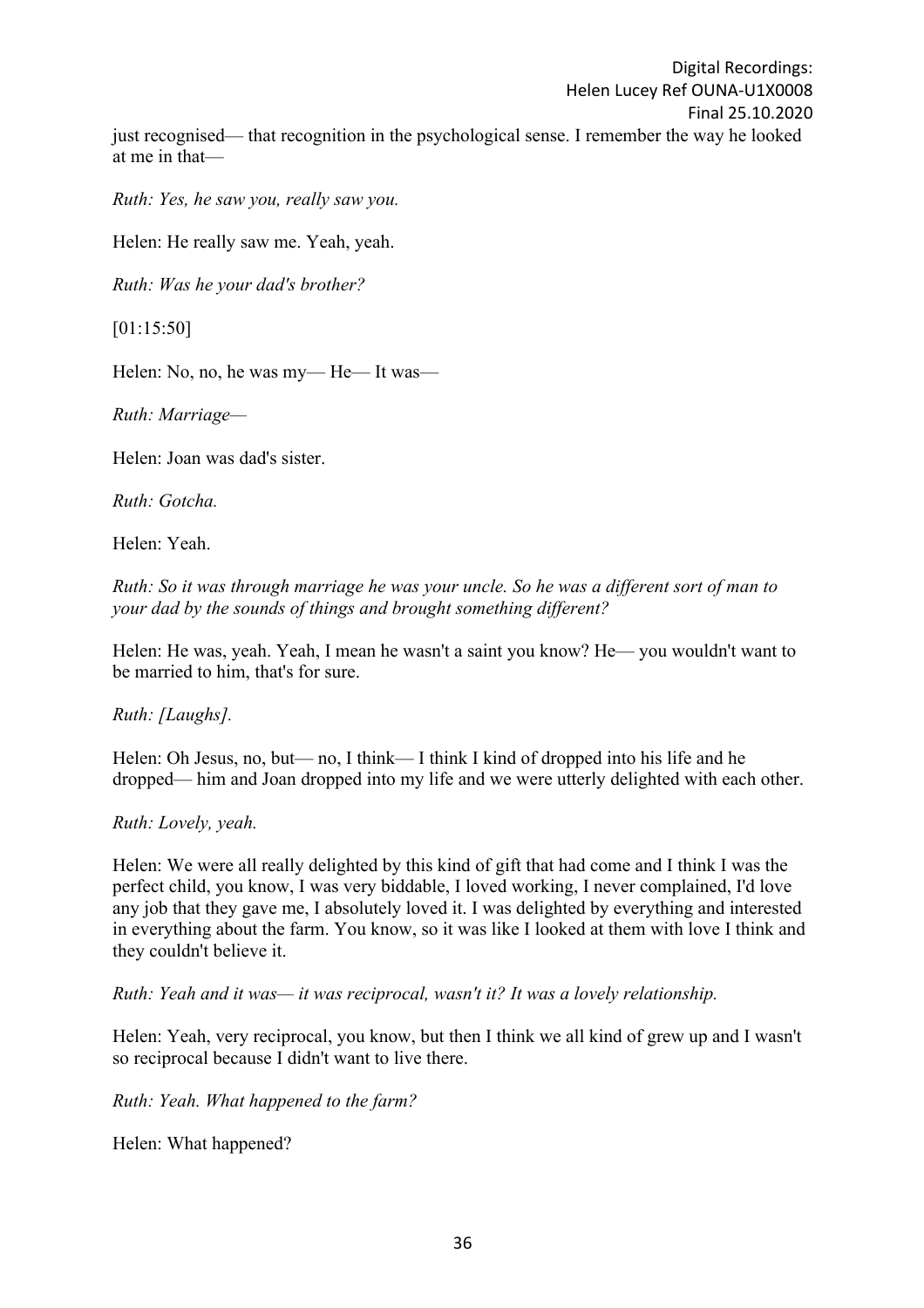just recognised— that recognition in the psychological sense. I remember the way he looked at me in that—

*Ruth: Yes, he saw you, really saw you.*

Helen: He really saw me. Yeah, yeah.

*Ruth: Was he your dad's brother?*

[01:15:50]

Helen: No, no, he was my— He— It was—

*Ruth: Marriage—*

Helen: Joan was dad's sister.

*Ruth: Gotcha.*

Helen: Yeah.

*Ruth: So it was through marriage he was your uncle. So he was a different sort of man to your dad by the sounds of things and brought something different?*

Helen: He was, yeah. Yeah, I mean he wasn't a saint you know? He— you wouldn't want to be married to him, that's for sure.

*Ruth: [Laughs].*

Helen: Oh Jesus, no, but— no, I think— I think I kind of dropped into his life and he dropped— him and Joan dropped into my life and we were utterly delighted with each other.

*Ruth: Lovely, yeah.*

Helen: We were all really delighted by this kind of gift that had come and I think I was the perfect child, you know, I was very biddable, I loved working, I never complained, I'd love any job that they gave me, I absolutely loved it. I was delighted by everything and interested in everything about the farm. You know, so it was like I looked at them with love I think and they couldn't believe it.

*Ruth: Yeah and it was— it was reciprocal, wasn't it? It was a lovely relationship.*

Helen: Yeah, very reciprocal, you know, but then I think we all kind of grew up and I wasn't so reciprocal because I didn't want to live there.

*Ruth: Yeah. What happened to the farm?*

Helen: What happened?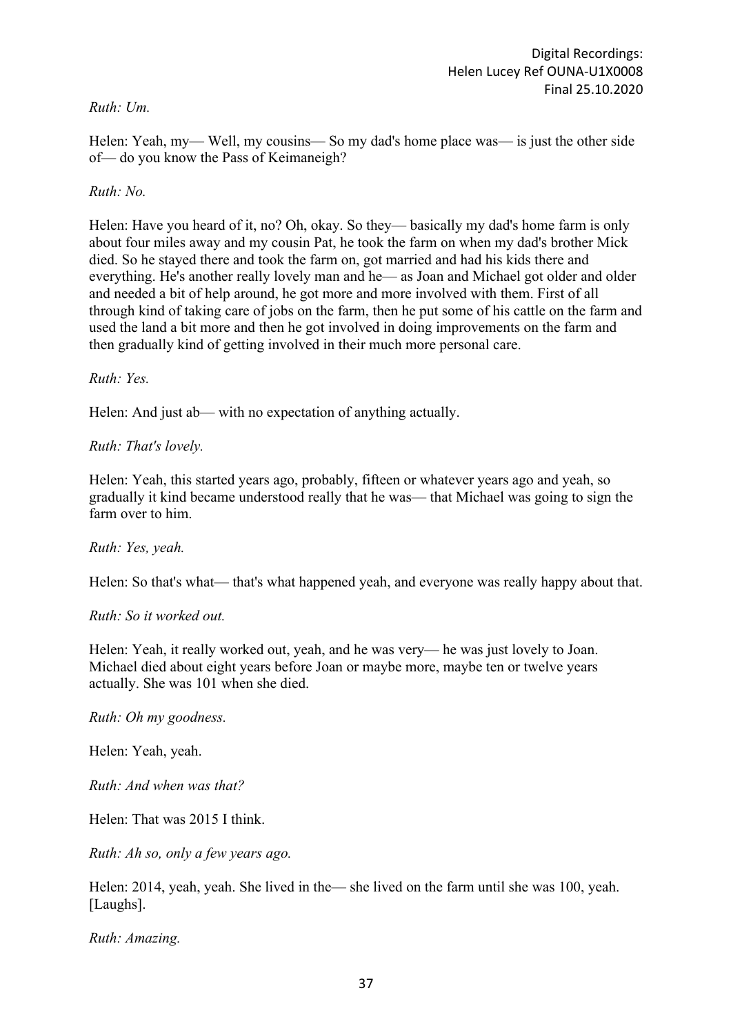*Ruth: Um.*

Helen: Yeah, my— Well, my cousins— So my dad's home place was— is just the other side of— do you know the Pass of Keimaneigh?

*Ruth: No.*

Helen: Have you heard of it, no? Oh, okay. So they— basically my dad's home farm is only about four miles away and my cousin Pat, he took the farm on when my dad's brother Mick died. So he stayed there and took the farm on, got married and had his kids there and everything. He's another really lovely man and he— as Joan and Michael got older and older and needed a bit of help around, he got more and more involved with them. First of all through kind of taking care of jobs on the farm, then he put some of his cattle on the farm and used the land a bit more and then he got involved in doing improvements on the farm and then gradually kind of getting involved in their much more personal care.

*Ruth: Yes.*

Helen: And just ab— with no expectation of anything actually.

*Ruth: That's lovely.*

Helen: Yeah, this started years ago, probably, fifteen or whatever years ago and yeah, so gradually it kind became understood really that he was— that Michael was going to sign the farm over to him.

*Ruth: Yes, yeah.*

Helen: So that's what— that's what happened yeah, and everyone was really happy about that.

*Ruth: So it worked out.*

Helen: Yeah, it really worked out, yeah, and he was very— he was just lovely to Joan. Michael died about eight years before Joan or maybe more, maybe ten or twelve years actually. She was 101 when she died.

*Ruth: Oh my goodness.*

Helen: Yeah, yeah.

*Ruth: And when was that?*

Helen: That was 2015 I think.

*Ruth: Ah so, only a few years ago.*

Helen: 2014, yeah, yeah. She lived in the— she lived on the farm until she was 100, yeah. [Laughs].

*Ruth: Amazing.*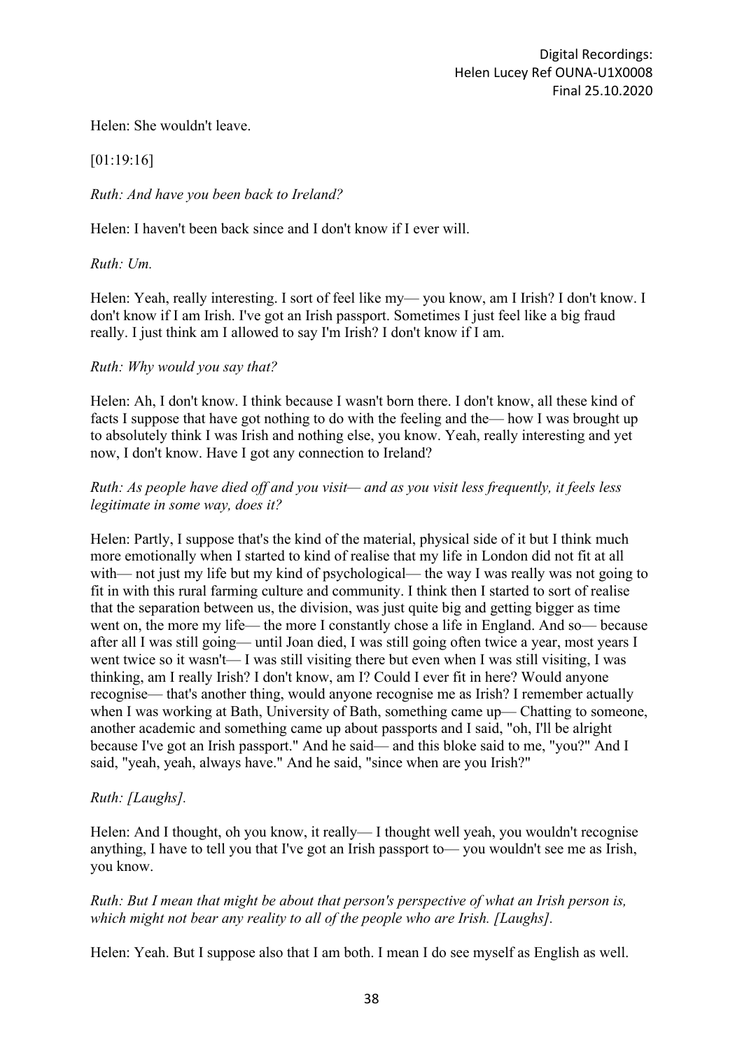Helen: She wouldn't leave.

[01:19:16]

*Ruth: And have you been back to Ireland?*

Helen: I haven't been back since and I don't know if I ever will.

*Ruth: Um.*

Helen: Yeah, really interesting. I sort of feel like my— you know, am I Irish? I don't know. I don't know if I am Irish. I've got an Irish passport. Sometimes I just feel like a big fraud really. I just think am I allowed to say I'm Irish? I don't know if I am.

*Ruth: Why would you say that?*

Helen: Ah, I don't know. I think because I wasn't born there. I don't know, all these kind of facts I suppose that have got nothing to do with the feeling and the— how I was brought up to absolutely think I was Irish and nothing else, you know. Yeah, really interesting and yet now, I don't know. Have I got any connection to Ireland?

*Ruth: As people have died off and you visit— and as you visit less frequently, it feels less legitimate in some way, does it?*

Helen: Partly, I suppose that's the kind of the material, physical side of it but I think much more emotionally when I started to kind of realise that my life in London did not fit at all with— not just my life but my kind of psychological— the way I was really was not going to fit in with this rural farming culture and community. I think then I started to sort of realise that the separation between us, the division, was just quite big and getting bigger as time went on, the more my life— the more I constantly chose a life in England. And so— because after all I was still going— until Joan died, I was still going often twice a year, most years I went twice so it wasn't— I was still visiting there but even when I was still visiting, I was thinking, am I really Irish? I don't know, am I? Could I ever fit in here? Would anyone recognise— that's another thing, would anyone recognise me as Irish? I remember actually when I was working at Bath, University of Bath, something came up— Chatting to someone, another academic and something came up about passports and I said, "oh, I'll be alright because I've got an Irish passport." And he said— and this bloke said to me, "you?" And I said, "yeah, yeah, always have." And he said, "since when are you Irish?"

*Ruth: [Laughs].*

Helen: And I thought, oh you know, it really— I thought well yeah, you wouldn't recognise anything, I have to tell you that I've got an Irish passport to— you wouldn't see me as Irish, you know.

*Ruth: But I mean that might be about that person's perspective of what an Irish person is, which might not bear any reality to all of the people who are Irish. [Laughs].*

Helen: Yeah. But I suppose also that I am both. I mean I do see myself as English as well.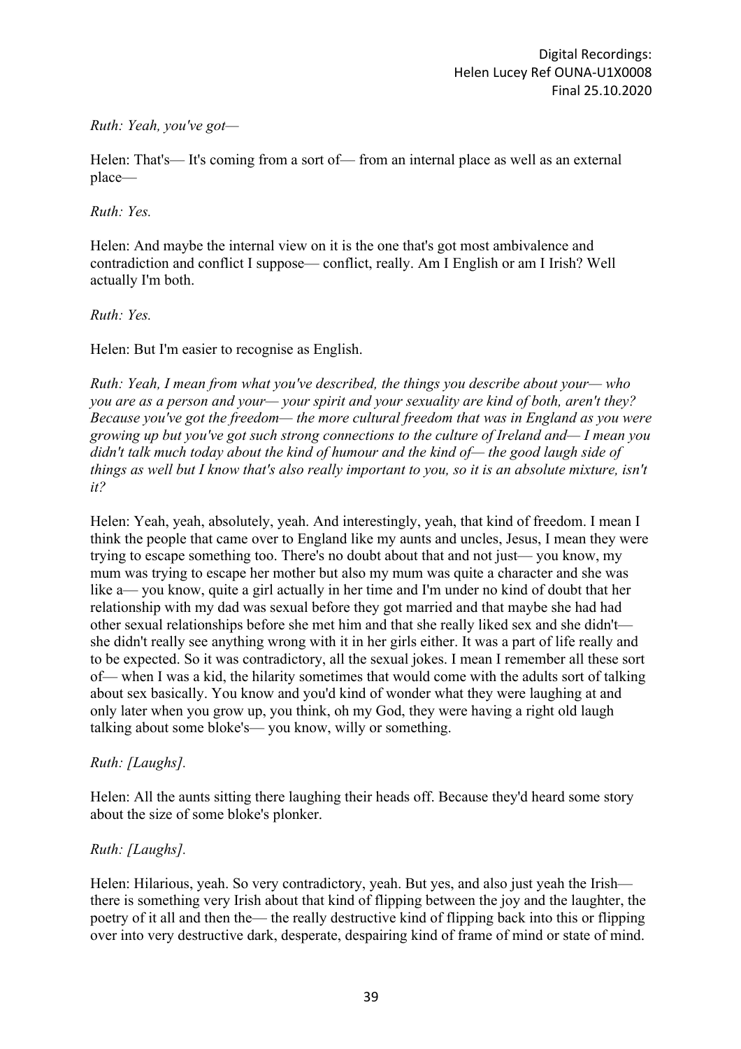*Ruth: Yeah, you've got—*

Helen: That's— It's coming from a sort of— from an internal place as well as an external place—

*Ruth: Yes.*

Helen: And maybe the internal view on it is the one that's got most ambivalence and contradiction and conflict I suppose— conflict, really. Am I English or am I Irish? Well actually I'm both.

*Ruth: Yes.*

Helen: But I'm easier to recognise as English.

*Ruth: Yeah, I mean from what you've described, the things you describe about your— who you are as a person and your— your spirit and your sexuality are kind of both, aren't they? Because you've got the freedom— the more cultural freedom that was in England as you were growing up but you've got such strong connections to the culture of Ireland and— I mean you didn't talk much today about the kind of humour and the kind of— the good laugh side of things as well but I know that's also really important to you, so it is an absolute mixture, isn't it?*

Helen: Yeah, yeah, absolutely, yeah. And interestingly, yeah, that kind of freedom. I mean I think the people that came over to England like my aunts and uncles, Jesus, I mean they were trying to escape something too. There's no doubt about that and not just— you know, my mum was trying to escape her mother but also my mum was quite a character and she was like a— you know, quite a girl actually in her time and I'm under no kind of doubt that her relationship with my dad was sexual before they got married and that maybe she had had other sexual relationships before she met him and that she really liked sex and she didn't— she didn't really see anything wrong with it in her girls either. It was a part of life really and to be expected. So it was contradictory, all the sexual jokes. I mean I remember all these sort of— when I was a kid, the hilarity sometimes that would come with the adults sort of talking about sex basically. You know and you'd kind of wonder what they were laughing at and only later when you grow up, you think, oh my God, they were having a right old laugh talking about some bloke's— you know, willy or something.

*Ruth: [Laughs].*

Helen: All the aunts sitting there laughing their heads off. Because they'd heard some story about the size of some bloke's plonker.

*Ruth: [Laughs].*

Helen: Hilarious, yeah. So very contradictory, yeah. But yes, and also just yeah the Irish— there is something very Irish about that kind of flipping between the joy and the laughter, the poetry of it all and then the— the really destructive kind of flipping back into this or flipping over into very destructive dark, desperate, despairing kind of frame of mind or state of mind.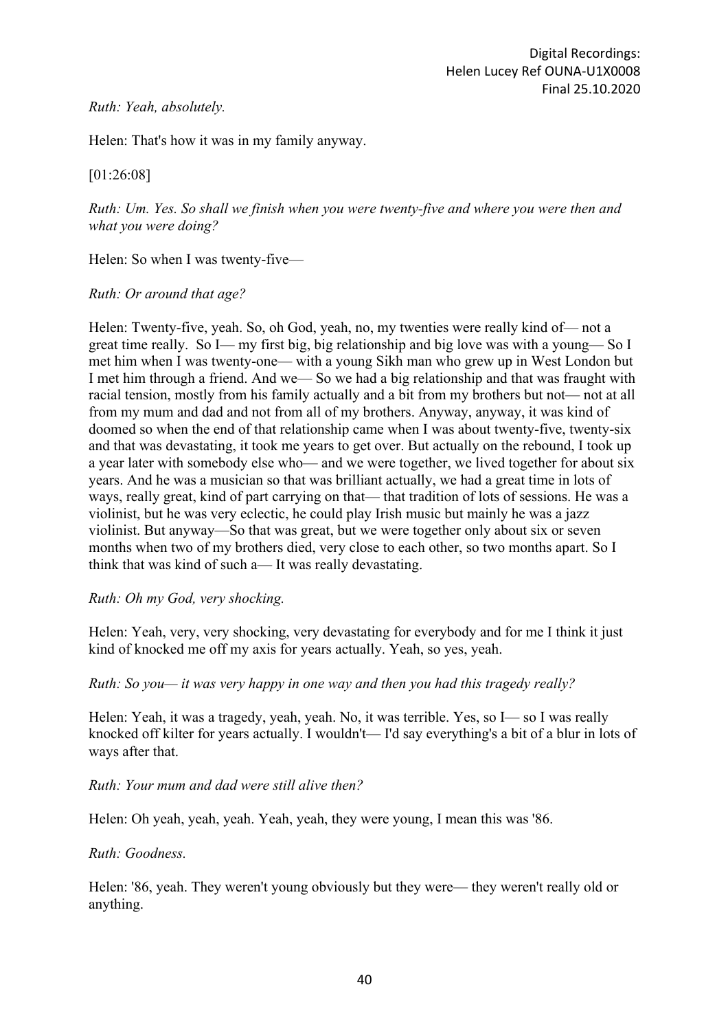*Ruth: Yeah, absolutely.*

Helen: That's how it was in my family anyway.

[01:26:08]

*Ruth: Um. Yes. So shall we finish when you were twenty-five and where you were then and what you were doing?*

Helen: So when I was twenty-five—

*Ruth: Or around that age?*

Helen: Twenty-five, yeah. So, oh God, yeah, no, my twenties were really kind of— not a great time really. So I— my first big, big relationship and big love was with a young— So I met him when I was twenty-one— with a young Sikh man who grew up in West London but I met him through a friend. And we— So we had a big relationship and that was fraught with racial tension, mostly from his family actually and a bit from my brothers but not— not at all from my mum and dad and not from all of my brothers. Anyway, anyway, it was kind of doomed so when the end of that relationship came when I was about twenty-five, twenty-six and that was devastating, it took me years to get over. But actually on the rebound, I took up a year later with somebody else who— and we were together, we lived together for about six years. And he was a musician so that was brilliant actually, we had a great time in lots of ways, really great, kind of part carrying on that— that tradition of lots of sessions. He was a violinist, but he was very eclectic, he could play Irish music but mainly he was a jazz violinist. But anyway—So that was great, but we were together only about six or seven months when two of my brothers died, very close to each other, so two months apart. So I think that was kind of such a— It was really devastating.

*Ruth: Oh my God, very shocking.*

Helen: Yeah, very, very shocking, very devastating for everybody and for me I think it just kind of knocked me off my axis for years actually. Yeah, so yes, yeah.

*Ruth: So you— it was very happy in one way and then you had this tragedy really?*

Helen: Yeah, it was a tragedy, yeah, yeah. No, it was terrible. Yes, so I— so I was really knocked off kilter for years actually. I wouldn't— I'd say everything's a bit of a blur in lots of ways after that.

*Ruth: Your mum and dad were still alive then?*

Helen: Oh yeah, yeah, yeah. Yeah, yeah, they were young, I mean this was '86.

*Ruth: Goodness.*

Helen: '86, yeah. They weren't young obviously but they were— they weren't really old or anything.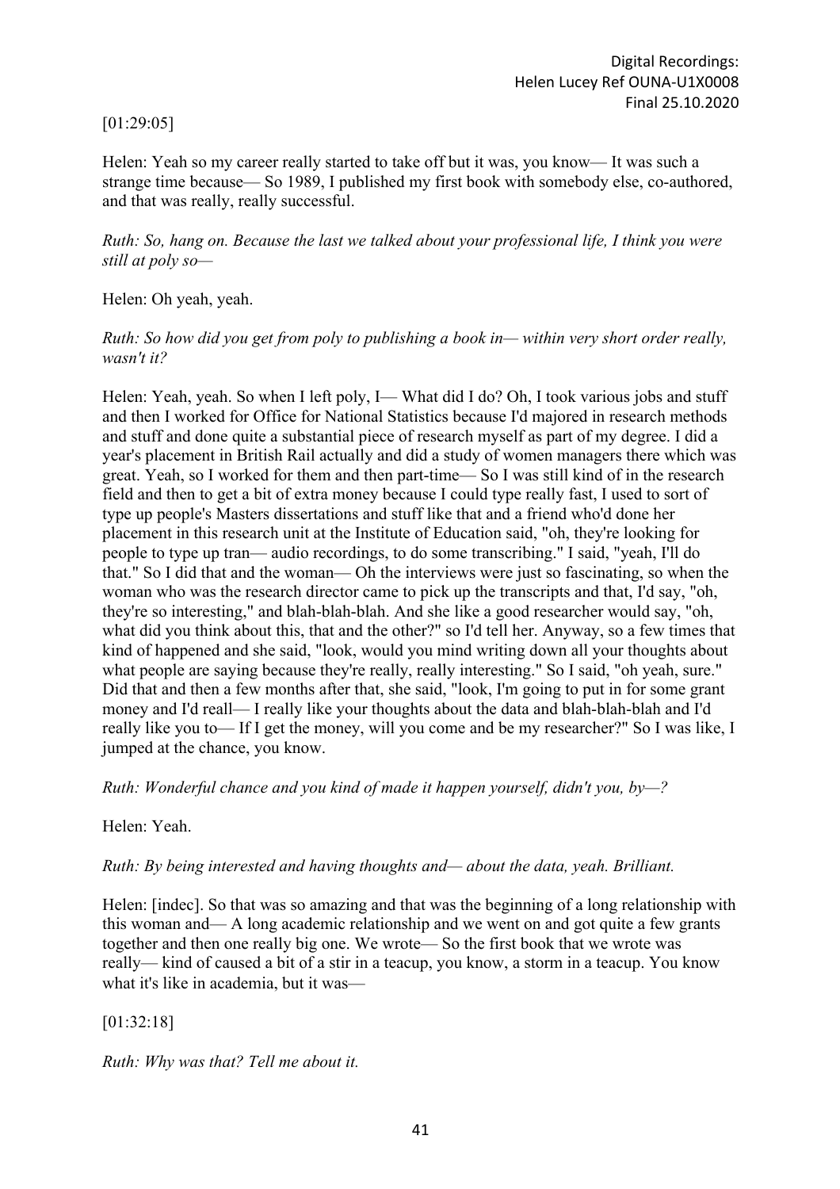[01:29:05]

Helen: Yeah so my career really started to take off but it was, you know— It was such a strange time because— So 1989, I published my first book with somebody else, co-authored, and that was really, really successful.

*Ruth: So, hang on. Because the last we talked about your professional life, I think you were still at poly so—*

Helen: Oh yeah, yeah.

*Ruth: So how did you get from poly to publishing a book in— within very short order really, wasn't it?*

Helen: Yeah, yeah. So when I left poly, I— What did I do? Oh, I took various jobs and stuff and then I worked for Office for National Statistics because I'd majored in research methods and stuff and done quite a substantial piece of research myself as part of my degree. I did a year's placement in British Rail actually and did a study of women managers there which was great. Yeah, so I worked for them and then part-time— So I was still kind of in the research field and then to get a bit of extra money because I could type really fast, I used to sort of type up people's Masters dissertations and stuff like that and a friend who'd done her placement in this research unit at the Institute of Education said, "oh, they're looking for people to type up tran— audio recordings, to do some transcribing." I said, "yeah, I'll do that." So I did that and the woman— Oh the interviews were just so fascinating, so when the woman who was the research director came to pick up the transcripts and that, I'd say, "oh, they're so interesting," and blah-blah-blah. And she like a good researcher would say, "oh, what did you think about this, that and the other?" so I'd tell her. Anyway, so a few times that kind of happened and she said, "look, would you mind writing down all your thoughts about what people are saying because they're really, really interesting." So I said, "oh yeah, sure." Did that and then a few months after that, she said, "look, I'm going to put in for some grant money and I'd reall— I really like your thoughts about the data and blah-blah-blah and I'd really like you to— If I get the money, will you come and be my researcher?" So I was like, I jumped at the chance, you know.

*Ruth: Wonderful chance and you kind of made it happen yourself, didn't you, by—?*

Helen: Yeah.

*Ruth: By being interested and having thoughts and— about the data, yeah. Brilliant.*

Helen: [indec]. So that was so amazing and that was the beginning of a long relationship with this woman and— A long academic relationship and we went on and got quite a few grants together and then one really big one. We wrote— So the first book that we wrote was really— kind of caused a bit of a stir in a teacup, you know, a storm in a teacup. You know what it's like in academia, but it was—

[01:32:18]

*Ruth: Why was that? Tell me about it.*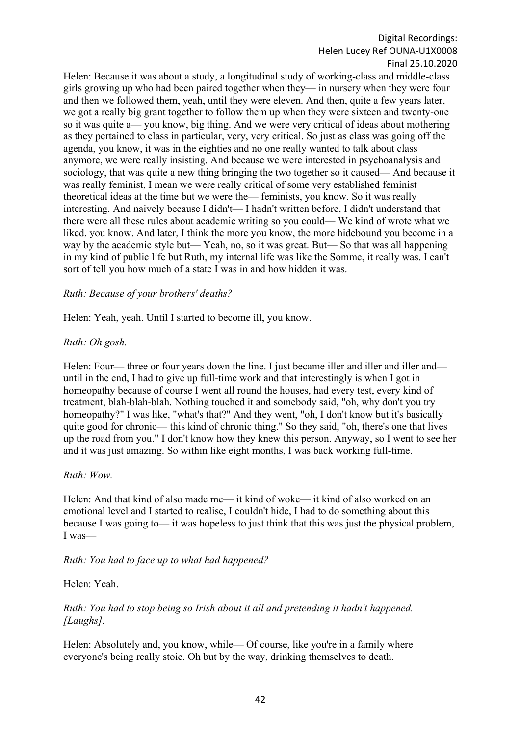Helen: Because it was about a study, a longitudinal study of working-class and middle-class girls growing up who had been paired together when they— in nursery when they were four and then we followed them, yeah, until they were eleven. And then, quite a few years later, we got a really big grant together to follow them up when they were sixteen and twenty-one so it was quite a— you know, big thing. And we were very critical of ideas about mothering as they pertained to class in particular, very, very critical. So just as class was going off the agenda, you know, it was in the eighties and no one really wanted to talk about class anymore, we were really insisting. And because we were interested in psychoanalysis and sociology, that was quite a new thing bringing the two together so it caused— And because it was really feminist, I mean we were really critical of some very established feminist theoretical ideas at the time but we were the— feminists, you know. So it was really interesting. And naively because I didn't— I hadn't written before, I didn't understand that there were all these rules about academic writing so you could— We kind of wrote what we liked, you know. And later, I think the more you know, the more hidebound you become in a way by the academic style but— Yeah, no, so it was great. But— So that was all happening in my kind of public life but Ruth, my internal life was like the Somme, it really was. I can't sort of tell you how much of a state I was in and how hidden it was.

*Ruth: Because of your brothers' deaths?*

Helen: Yeah, yeah. Until I started to become ill, you know.

*Ruth: Oh gosh.*

Helen: Four— three or four years down the line. I just became iller and iller and iller and— until in the end, I had to give up full-time work and that interestingly is when I got in homeopathy because of course I went all round the houses, had every test, every kind of treatment, blah-blah-blah. Nothing touched it and somebody said, "oh, why don't you try homeopathy?" I was like, "what's that?" And they went, "oh, I don't know but it's basically quite good for chronic— this kind of chronic thing." So they said, "oh, there's one that lives up the road from you." I don't know how they knew this person. Anyway, so I went to see her and it was just amazing. So within like eight months, I was back working full-time.

*Ruth: Wow.*

Helen: And that kind of also made me— it kind of woke— it kind of also worked on an emotional level and I started to realise, I couldn't hide, I had to do something about this because I was going to— it was hopeless to just think that this was just the physical problem, I was—

*Ruth: You had to face up to what had happened?*

Helen: Yeah.

*Ruth: You had to stop being so Irish about it all and pretending it hadn't happened. [Laughs].*

Helen: Absolutely and, you know, while— Of course, like you're in a family where everyone's being really stoic. Oh but by the way, drinking themselves to death.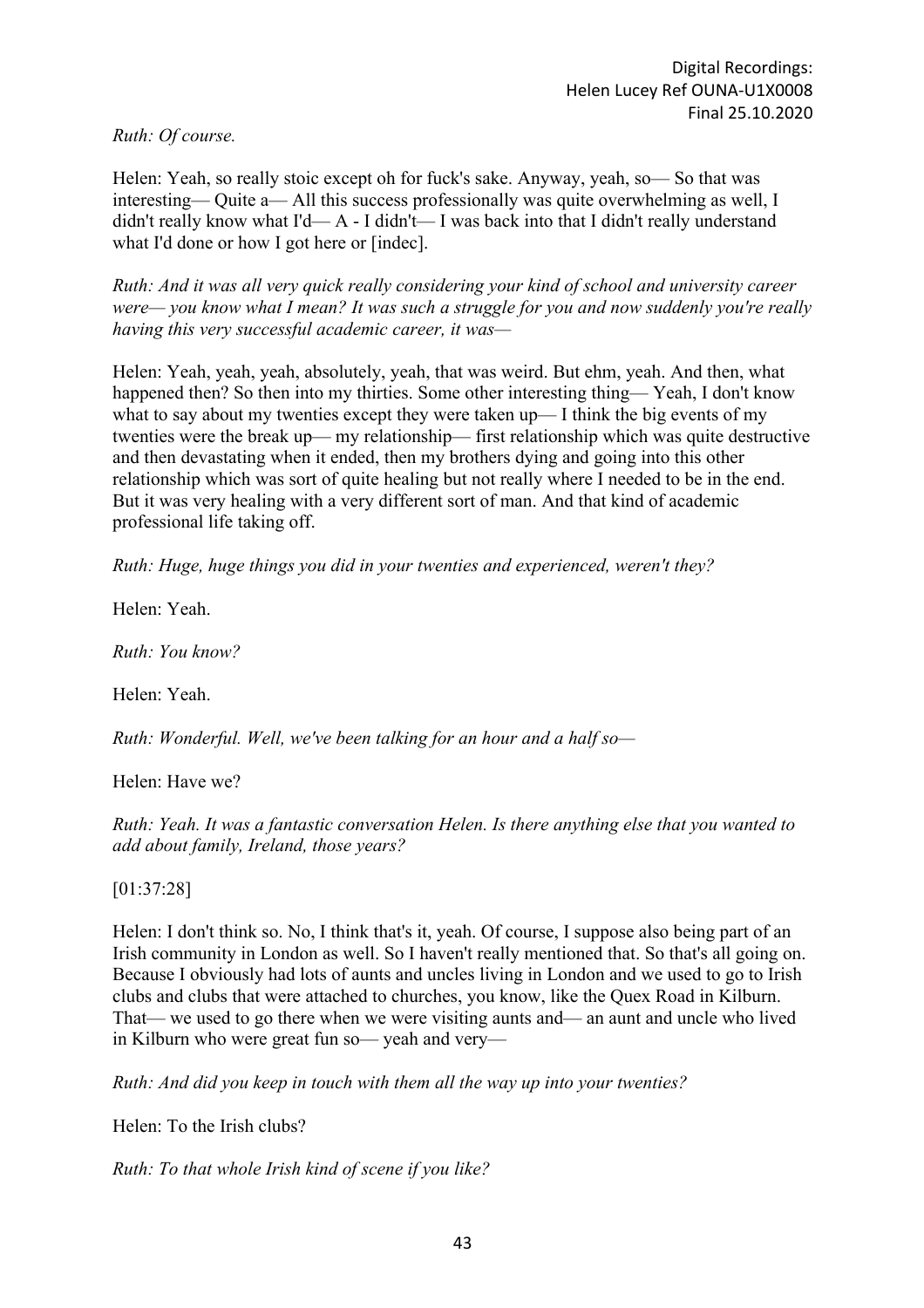*Ruth: Of course.*

Helen: Yeah, so really stoic except oh for fuck's sake. Anyway, yeah, so— So that was interesting— Quite a— All this success professionally was quite overwhelming as well, I didn't really know what I'd— A - I didn't— I was back into that I didn't really understand what I'd done or how I got here or [indec].

*Ruth: And it was all very quick really considering your kind of school and university career were— you know what I mean? It was such a struggle for you and now suddenly you're really having this very successful academic career, it was—*

Helen: Yeah, yeah, yeah, absolutely, yeah, that was weird. But ehm, yeah. And then, what happened then? So then into my thirties. Some other interesting thing— Yeah, I don't know what to say about my twenties except they were taken up— I think the big events of my twenties were the break up— my relationship— first relationship which was quite destructive and then devastating when it ended, then my brothers dying and going into this other relationship which was sort of quite healing but not really where I needed to be in the end. But it was very healing with a very different sort of man. And that kind of academic professional life taking off.

*Ruth: Huge, huge things you did in your twenties and experienced, weren't they?*

Helen: Yeah.

*Ruth: You know?*

Helen: Yeah.

*Ruth: Wonderful. Well, we've been talking for an hour and a half so—*

Helen: Have we?

*Ruth: Yeah. It was a fantastic conversation Helen. Is there anything else that you wanted to add about family, Ireland, those years?*

[01:37:28]

Helen: I don't think so. No, I think that's it, yeah. Of course, I suppose also being part of an Irish community in London as well. So I haven't really mentioned that. So that's all going on. Because I obviously had lots of aunts and uncles living in London and we used to go to Irish clubs and clubs that were attached to churches, you know, like the Quex Road in Kilburn. That— we used to go there when we were visiting aunts and— an aunt and uncle who lived in Kilburn who were great fun so— yeah and very—

*Ruth: And did you keep in touch with them all the way up into your twenties?*

Helen: To the Irish clubs?

*Ruth: To that whole Irish kind of scene if you like?*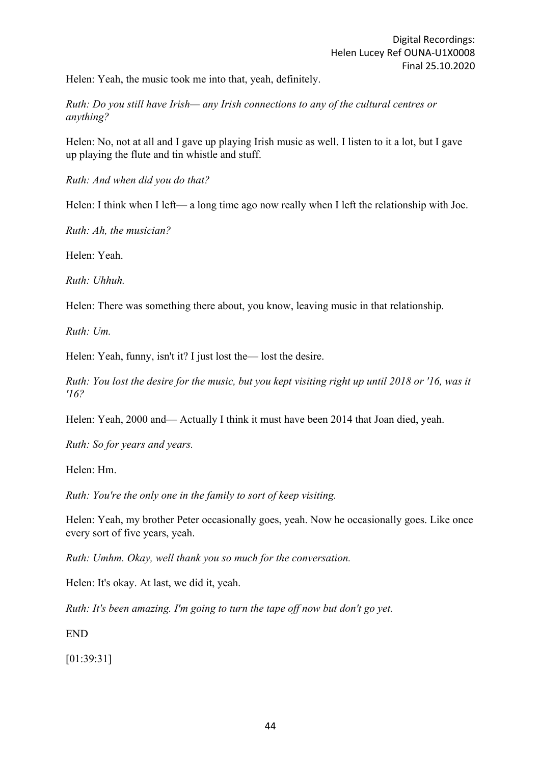Helen: Yeah, the music took me into that, yeah, definitely.

*Ruth: Do you still have Irish— any Irish connections to any of the cultural centres or anything?*

Helen: No, not at all and I gave up playing Irish music as well. I listen to it a lot, but I gave up playing the flute and tin whistle and stuff.

*Ruth: And when did you do that?*

Helen: I think when I left— a long time ago now really when I left the relationship with Joe.

*Ruth: Ah, the musician?*

Helen: Yeah.

*Ruth: Uhhuh.*

Helen: There was something there about, you know, leaving music in that relationship.

*Ruth: Um.*

Helen: Yeah, funny, isn't it? I just lost the— lost the desire.

*Ruth: You lost the desire for the music, but you kept visiting right up until 2018 or '16, was it '16?*

Helen: Yeah, 2000 and— Actually I think it must have been 2014 that Joan died, yeah.

*Ruth: So for years and years.*

Helen: Hm.

*Ruth: You're the only one in the family to sort of keep visiting.*

Helen: Yeah, my brother Peter occasionally goes, yeah. Now he occasionally goes. Like once every sort of five years, yeah.

*Ruth: Umhm. Okay, well thank you so much for the conversation.*

Helen: It's okay. At last, we did it, yeah.

*Ruth: It's been amazing. I'm going to turn the tape off now but don't go yet.*

END

[01:39:31]